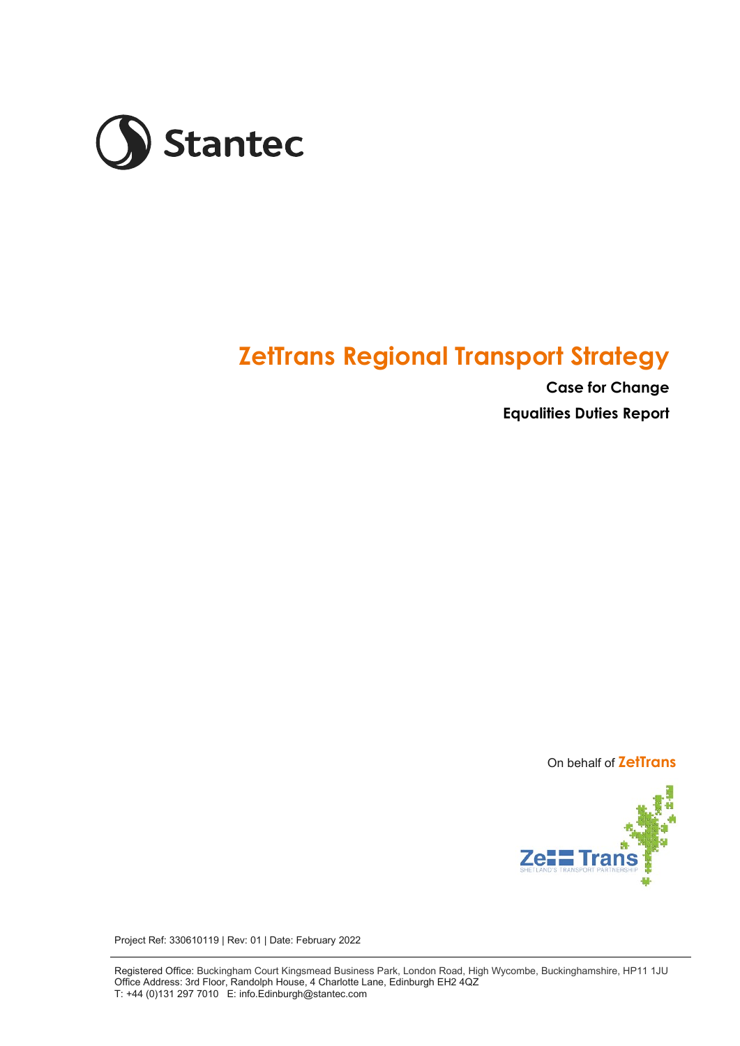Stantec

# ZetTrans Regional Transport Strategy

**Case for Change**

**Equalities Duties Report**

On behalf of **ZetTrans**

ZetTrans
SHETLAND'S TRANSPORT PARTNERSHIP

Project Ref: 330610119 | Rev: 01 | Date: February 2022

Registered Office: Buckingham Court Kingsmead Business Park, London Road, High Wycombe, Buckinghamshire, HP11 1JU
Office Address: 3rd Floor, Randolph House, 4 Charlotte Lane, Edinburgh EH2 4QZ
T: +44 (0)131 297 7010 E: info.Edinburgh@stantec.com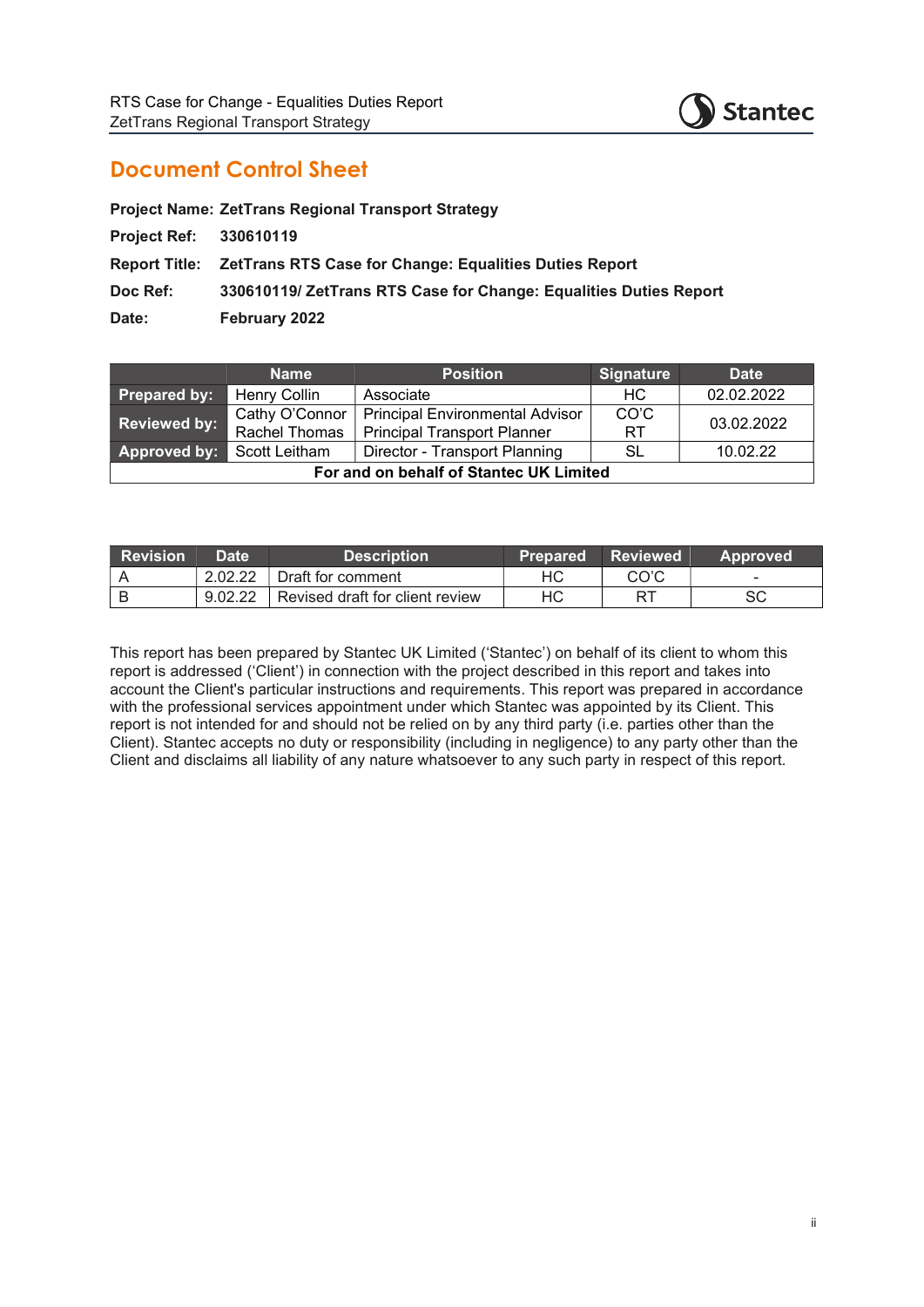## Document Control Sheet

**Project Name:** **ZetTrans Regional Transport Strategy**

**Project Ref:** **330610119**

**Report Title:** **ZetTrans RTS Case for Change: Equalities Duties Report**

**Doc Ref:** **330610119/ ZetTrans RTS Case for Change: Equalities Duties Report**

**Date:** **February 2022**

| | Name | Position | Signature | Date |
|---|---|---|---|---|
| **Prepared by:** | Henry Collin | Associate | HC | 02.02.2022 |
| **Reviewed by:** | Cathy O'Connor<br>Rachel Thomas | Principal Environmental Advisor<br>Principal Transport Planner | CO'C<br>RT | 03.02.2022 |
| **Approved by:** | Scott Leitham | Director - Transport Planning | SL | 10.02.22 |
| **For and on behalf of Stantec UK Limited** | | | | |

| Revision | Date | Description | Prepared | Reviewed | Approved |
|---|---|---|---|---|---|
| A | 2.02.22 | Draft for comment | HC | CO'C | - |
| B | 9.02.22 | Revised draft for client review | HC | RT | SC |

This report has been prepared by Stantec UK Limited ('Stantec') on behalf of its client to whom this report is addressed ('Client') in connection with the project described in this report and takes into account the Client's particular instructions and requirements. This report was prepared in accordance with the professional services appointment under which Stantec was appointed by its Client. This report is not intended for and should not be relied on by any third party (i.e. parties other than the Client). Stantec accepts no duty or responsibility (including in negligence) to any party other than the Client and disclaims all liability of any nature whatsoever to any such party in respect of this report.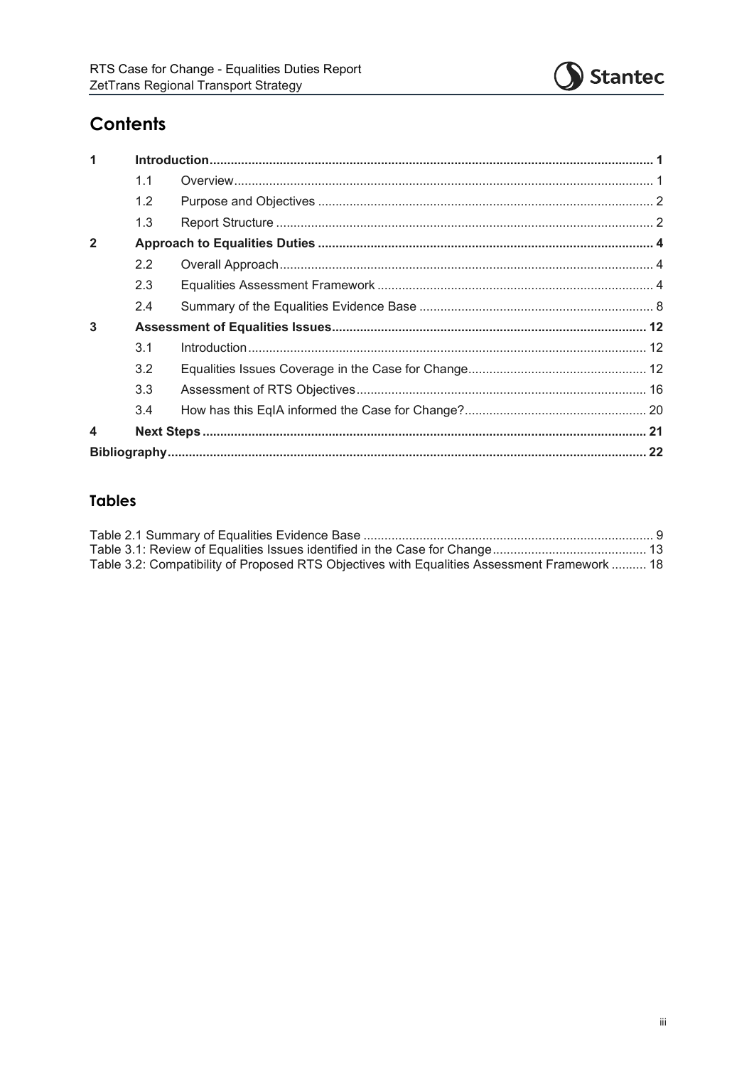# Contents

| | | | |
|---|---|---|---|
| **1** | **Introduction** | | **1** |
| | 1.1 | Overview | 1 |
| | 1.2 | Purpose and Objectives | 2 |
| | 1.3 | Report Structure | 2 |
| **2** | **Approach to Equalities Duties** | | **4** |
| | 2.2 | Overall Approach | 4 |
| | 2.3 | Equalities Assessment Framework | 4 |
| | 2.4 | Summary of the Equalities Evidence Base | 8 |
| **3** | **Assessment of Equalities Issues** | | **12** |
| | 3.1 | Introduction | 12 |
| | 3.2 | Equalities Issues Coverage in the Case for Change | 12 |
| | 3.3 | Assessment of RTS Objectives | 16 |
| | 3.4 | How has this EqIA informed the Case for Change? | 20 |
| **4** | **Next Steps** | | **21** |
| **Bibliography** | | | **22** |

## Tables

Table 2.1 Summary of Equalities Evidence Base ........ 9

Table 3.1: Review of Equalities Issues identified in the Case for Change ........ 13

Table 3.2: Compatibility of Proposed RTS Objectives with Equalities Assessment Framework ........ 18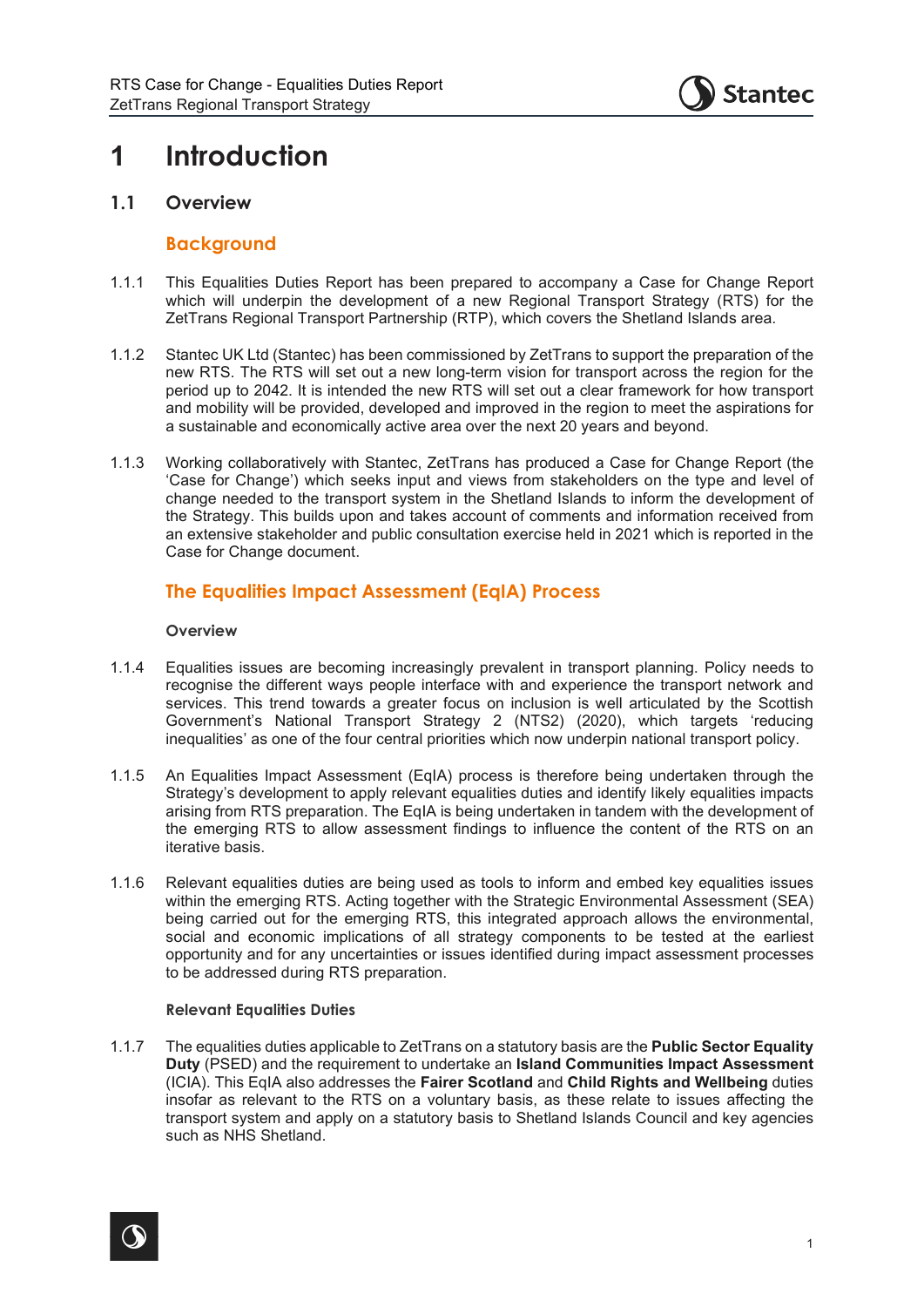# 1 Introduction

## 1.1 Overview

### Background

1.1.1 This Equalities Duties Report has been prepared to accompany a Case for Change Report which will underpin the development of a new Regional Transport Strategy (RTS) for the ZetTrans Regional Transport Partnership (RTP), which covers the Shetland Islands area.

1.1.2 Stantec UK Ltd (Stantec) has been commissioned by ZetTrans to support the preparation of the new RTS. The RTS will set out a new long-term vision for transport across the region for the period up to 2042. It is intended the new RTS will set out a clear framework for how transport and mobility will be provided, developed and improved in the region to meet the aspirations for a sustainable and economically active area over the next 20 years and beyond.

1.1.3 Working collaboratively with Stantec, ZetTrans has produced a Case for Change Report (the 'Case for Change') which seeks input and views from stakeholders on the type and level of change needed to the transport system in the Shetland Islands to inform the development of the Strategy. This builds upon and takes account of comments and information received from an extensive stakeholder and public consultation exercise held in 2021 which is reported in the Case for Change document.

### The Equalities Impact Assessment (EqIA) Process

#### Overview

1.1.4 Equalities issues are becoming increasingly prevalent in transport planning. Policy needs to recognise the different ways people interface with and experience the transport network and services. This trend towards a greater focus on inclusion is well articulated by the Scottish Government's National Transport Strategy 2 (NTS2) (2020), which targets 'reducing inequalities' as one of the four central priorities which now underpin national transport policy.

1.1.5 An Equalities Impact Assessment (EqIA) process is therefore being undertaken through the Strategy's development to apply relevant equalities duties and identify likely equalities impacts arising from RTS preparation. The EqIA is being undertaken in tandem with the development of the emerging RTS to allow assessment findings to influence the content of the RTS on an iterative basis.

1.1.6 Relevant equalities duties are being used as tools to inform and embed key equalities issues within the emerging RTS. Acting together with the Strategic Environmental Assessment (SEA) being carried out for the emerging RTS, this integrated approach allows the environmental, social and economic implications of all strategy components to be tested at the earliest opportunity and for any uncertainties or issues identified during impact assessment processes to be addressed during RTS preparation.

#### Relevant Equalities Duties

1.1.7 The equalities duties applicable to ZetTrans on a statutory basis are the **Public Sector Equality Duty** (PSED) and the requirement to undertake an **Island Communities Impact Assessment** (ICIA). This EqIA also addresses the **Fairer Scotland** and **Child Rights and Wellbeing** duties insofar as relevant to the RTS on a voluntary basis, as these relate to issues affecting the transport system and apply on a statutory basis to Shetland Islands Council and key agencies such as NHS Shetland.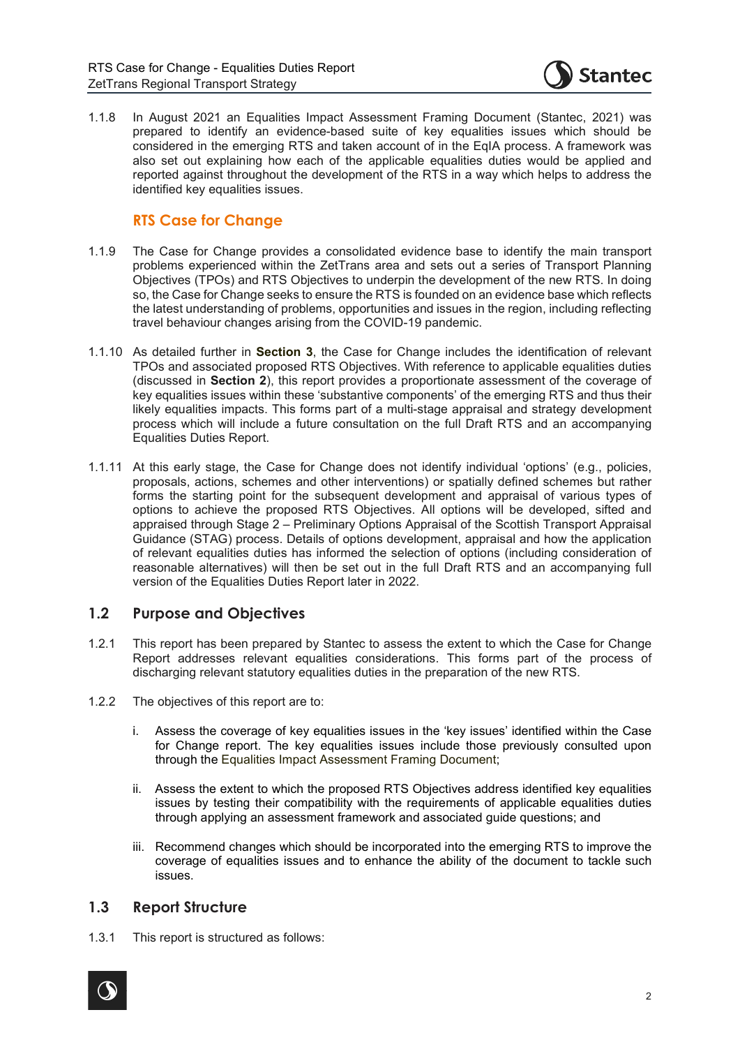1.1.8 In August 2021 an Equalities Impact Assessment Framing Document (Stantec, 2021) was prepared to identify an evidence-based suite of key equalities issues which should be considered in the emerging RTS and taken account of in the EqIA process. A framework was also set out explaining how each of the applicable equalities duties would be applied and reported against throughout the development of the RTS in a way which helps to address the identified key equalities issues.

### RTS Case for Change

1.1.9 The Case for Change provides a consolidated evidence base to identify the main transport problems experienced within the ZetTrans area and sets out a series of Transport Planning Objectives (TPOs) and RTS Objectives to underpin the development of the new RTS. In doing so, the Case for Change seeks to ensure the RTS is founded on an evidence base which reflects the latest understanding of problems, opportunities and issues in the region, including reflecting travel behaviour changes arising from the COVID-19 pandemic.

1.1.10 As detailed further in **Section 3**, the Case for Change includes the identification of relevant TPOs and associated proposed RTS Objectives. With reference to applicable equalities duties (discussed in **Section 2**), this report provides a proportionate assessment of the coverage of key equalities issues within these 'substantive components' of the emerging RTS and thus their likely equalities impacts. This forms part of a multi-stage appraisal and strategy development process which will include a future consultation on the full Draft RTS and an accompanying Equalities Duties Report.

1.1.11 At this early stage, the Case for Change does not identify individual 'options' (e.g., policies, proposals, actions, schemes and other interventions) or spatially defined schemes but rather forms the starting point for the subsequent development and appraisal of various types of options to achieve the proposed RTS Objectives. All options will be developed, sifted and appraised through Stage 2 – Preliminary Options Appraisal of the Scottish Transport Appraisal Guidance (STAG) process. Details of options development, appraisal and how the application of relevant equalities duties has informed the selection of options (including consideration of reasonable alternatives) will then be set out in the full Draft RTS and an accompanying full version of the Equalities Duties Report later in 2022.

## 1.2 Purpose and Objectives

1.2.1 This report has been prepared by Stantec to assess the extent to which the Case for Change Report addresses relevant equalities considerations. This forms part of the process of discharging relevant statutory equalities duties in the preparation of the new RTS.

1.2.2 The objectives of this report are to:

i. Assess the coverage of key equalities issues in the 'key issues' identified within the Case for Change report. The key equalities issues include those previously consulted upon through the Equalities Impact Assessment Framing Document;

ii. Assess the extent to which the proposed RTS Objectives address identified key equalities issues by testing their compatibility with the requirements of applicable equalities duties through applying an assessment framework and associated guide questions; and

iii. Recommend changes which should be incorporated into the emerging RTS to improve the coverage of equalities issues and to enhance the ability of the document to tackle such issues.

## 1.3 Report Structure

1.3.1 This report is structured as follows: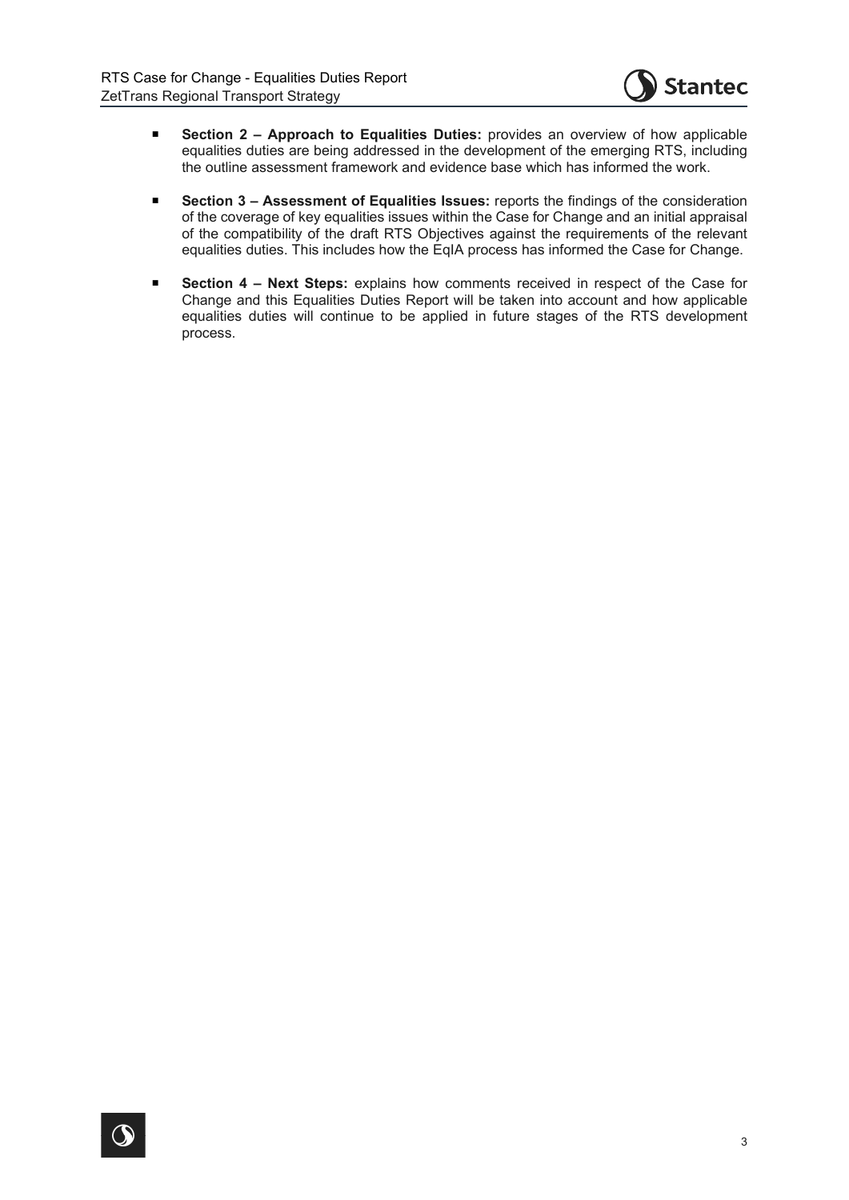- **Section 2 – Approach to Equalities Duties:** provides an overview of how applicable equalities duties are being addressed in the development of the emerging RTS, including the outline assessment framework and evidence base which has informed the work.

- **Section 3 – Assessment of Equalities Issues:** reports the findings of the consideration of the coverage of key equalities issues within the Case for Change and an initial appraisal of the compatibility of the draft RTS Objectives against the requirements of the relevant equalities duties. This includes how the EqIA process has informed the Case for Change.

- **Section 4 – Next Steps:** explains how comments received in respect of the Case for Change and this Equalities Duties Report will be taken into account and how applicable equalities duties will continue to be applied in future stages of the RTS development process.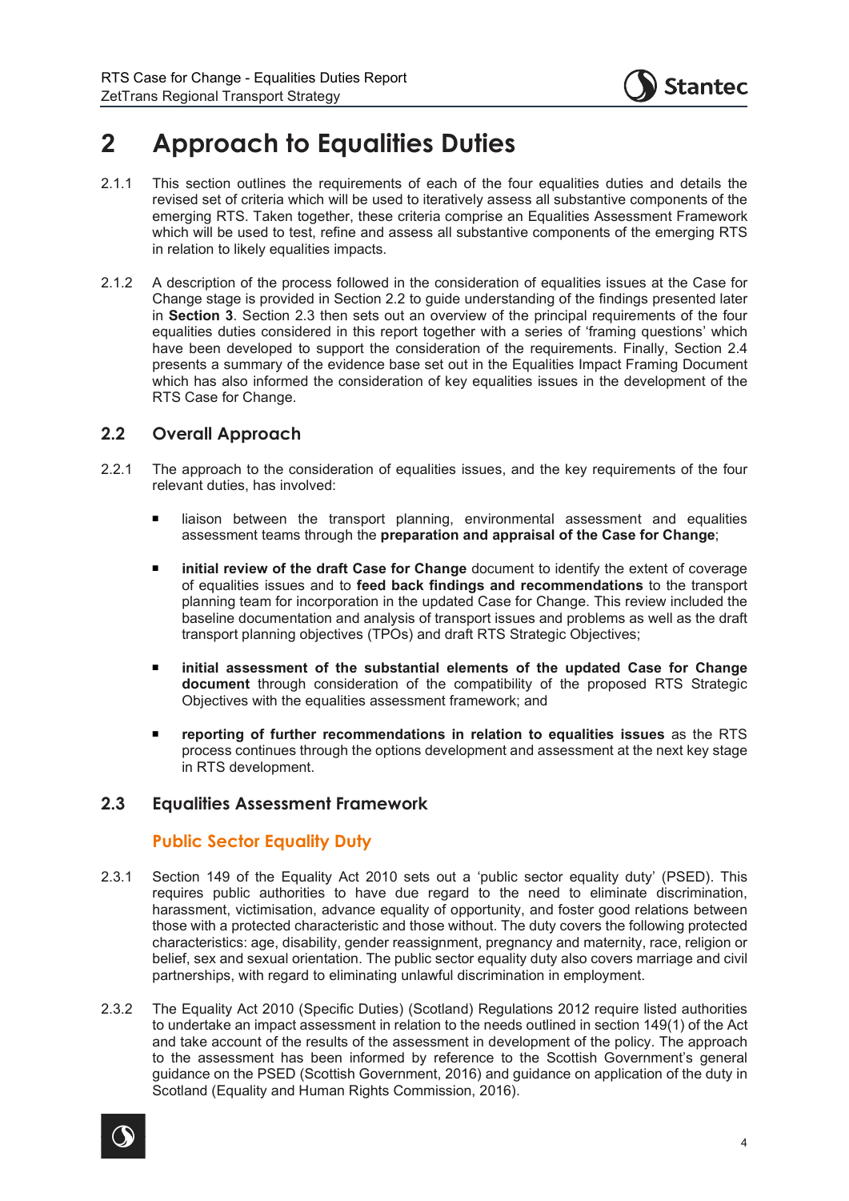# 2 Approach to Equalities Duties

2.1.1 This section outlines the requirements of each of the four equalities duties and details the revised set of criteria which will be used to iteratively assess all substantive components of the emerging RTS. Taken together, these criteria comprise an Equalities Assessment Framework which will be used to test, refine and assess all substantive components of the emerging RTS in relation to likely equalities impacts.

2.1.2 A description of the process followed in the consideration of equalities issues at the Case for Change stage is provided in Section 2.2 to guide understanding of the findings presented later in **Section 3**. Section 2.3 then sets out an overview of the principal requirements of the four equalities duties considered in this report together with a series of 'framing questions' which have been developed to support the consideration of the requirements. Finally, Section 2.4 presents a summary of the evidence base set out in the Equalities Impact Framing Document which has also informed the consideration of key equalities issues in the development of the RTS Case for Change.

## 2.2 Overall Approach

2.2.1 The approach to the consideration of equalities issues, and the key requirements of the four relevant duties, has involved:

- liaison between the transport planning, environmental assessment and equalities assessment teams through the **preparation and appraisal of the Case for Change**;
- **initial review of the draft Case for Change** document to identify the extent of coverage of equalities issues and to **feed back findings and recommendations** to the transport planning team for incorporation in the updated Case for Change. This review included the baseline documentation and analysis of transport issues and problems as well as the draft transport planning objectives (TPOs) and draft RTS Strategic Objectives;
- **initial assessment of the substantial elements of the updated Case for Change document** through consideration of the compatibility of the proposed RTS Strategic Objectives with the equalities assessment framework; and
- **reporting of further recommendations in relation to equalities issues** as the RTS process continues through the options development and assessment at the next key stage in RTS development.

## 2.3 Equalities Assessment Framework

### Public Sector Equality Duty

2.3.1 Section 149 of the Equality Act 2010 sets out a 'public sector equality duty' (PSED). This requires public authorities to have due regard to the need to eliminate discrimination, harassment, victimisation, advance equality of opportunity, and foster good relations between those with a protected characteristic and those without. The duty covers the following protected characteristics: age, disability, gender reassignment, pregnancy and maternity, race, religion or belief, sex and sexual orientation. The public sector equality duty also covers marriage and civil partnerships, with regard to eliminating unlawful discrimination in employment.

2.3.2 The Equality Act 2010 (Specific Duties) (Scotland) Regulations 2012 require listed authorities to undertake an impact assessment in relation to the needs outlined in section 149(1) of the Act and take account of the results of the assessment in development of the policy. The approach to the assessment has been informed by reference to the Scottish Government's general guidance on the PSED (Scottish Government, 2016) and guidance on application of the duty in Scotland (Equality and Human Rights Commission, 2016).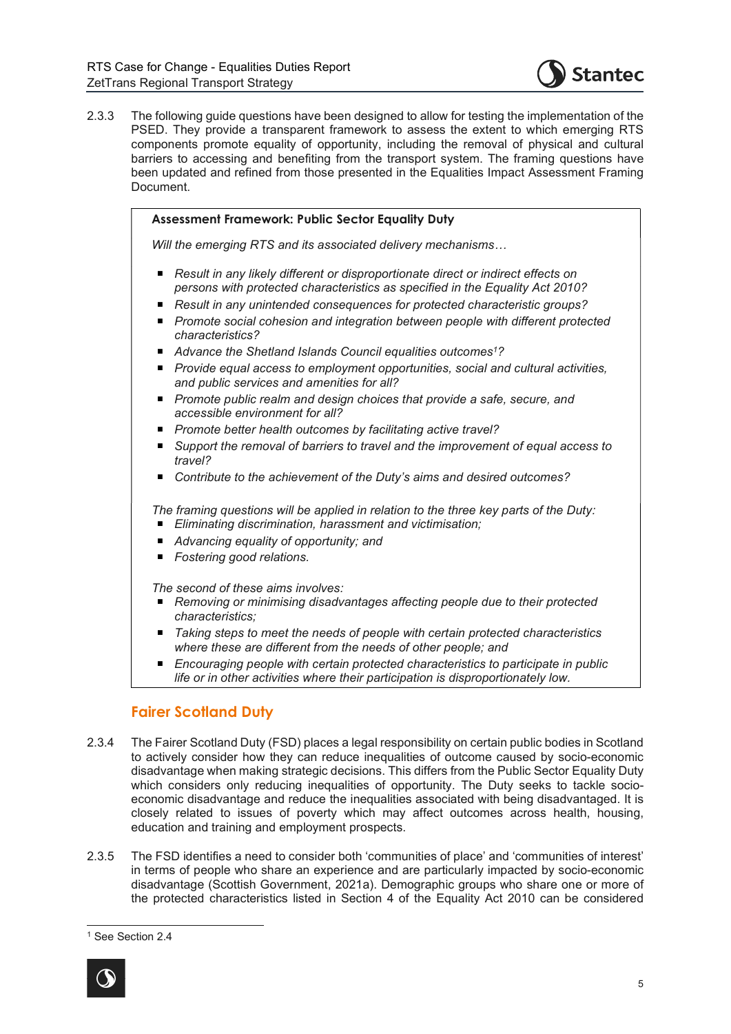2.3.3 The following guide questions have been designed to allow for testing the implementation of the PSED. They provide a transparent framework to assess the extent to which emerging RTS components promote equality of opportunity, including the removal of physical and cultural barriers to accessing and benefiting from the transport system. The framing questions have been updated and refined from those presented in the Equalities Impact Assessment Framing Document.

> **Assessment Framework: Public Sector Equality Duty**
>
> *Will the emerging RTS and its associated delivery mechanisms…*
>
> - *Result in any likely different or disproportionate direct or indirect effects on persons with protected characteristics as specified in the Equality Act 2010?*
> - *Result in any unintended consequences for protected characteristic groups?*
> - *Promote social cohesion and integration between people with different protected characteristics?*
> - *Advance the Shetland Islands Council equalities outcomes[1]?*
> - *Provide equal access to employment opportunities, social and cultural activities, and public services and amenities for all?*
> - *Promote public realm and design choices that provide a safe, secure, and accessible environment for all?*
> - *Promote better health outcomes by facilitating active travel?*
> - *Support the removal of barriers to travel and the improvement of equal access to travel?*
> - *Contribute to the achievement of the Duty's aims and desired outcomes?*
>
> *The framing questions will be applied in relation to the three key parts of the Duty:*
>
> - *Eliminating discrimination, harassment and victimisation;*
> - *Advancing equality of opportunity; and*
> - *Fostering good relations.*
>
> *The second of these aims involves:*
>
> - *Removing or minimising disadvantages affecting people due to their protected characteristics;*
> - *Taking steps to meet the needs of people with certain protected characteristics where these are different from the needs of other people; and*
> - *Encouraging people with certain protected characteristics to participate in public life or in other activities where their participation is disproportionately low.*

### Fairer Scotland Duty

2.3.4 The Fairer Scotland Duty (FSD) places a legal responsibility on certain public bodies in Scotland to actively consider how they can reduce inequalities of outcome caused by socio-economic disadvantage when making strategic decisions. This differs from the Public Sector Equality Duty which considers only reducing inequalities of opportunity. The Duty seeks to tackle socio-economic disadvantage and reduce the inequalities associated with being disadvantaged. It is closely related to issues of poverty which may affect outcomes across health, housing, education and training and employment prospects.

2.3.5 The FSD identifies a need to consider both 'communities of place' and 'communities of interest' in terms of people who share an experience and are particularly impacted by socio-economic disadvantage (Scottish Government, 2021a). Demographic groups who share one or more of the protected characteristics listed in Section 4 of the Equality Act 2010 can be considered

[1] See Section 2.4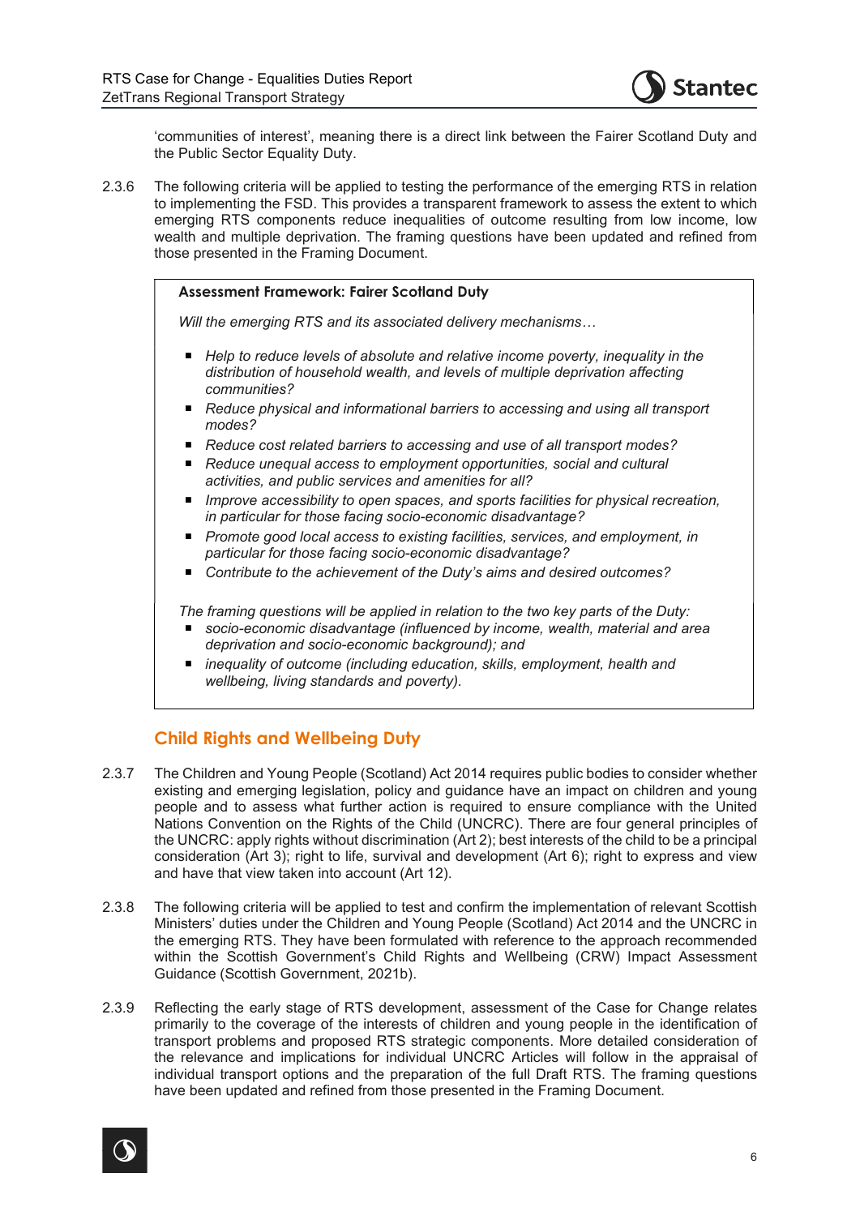'communities of interest', meaning there is a direct link between the Fairer Scotland Duty and the Public Sector Equality Duty.

2.3.6 The following criteria will be applied to testing the performance of the emerging RTS in relation to implementing the FSD. This provides a transparent framework to assess the extent to which emerging RTS components reduce inequalities of outcome resulting from low income, low wealth and multiple deprivation. The framing questions have been updated and refined from those presented in the Framing Document.

> **Assessment Framework: Fairer Scotland Duty**
>
> *Will the emerging RTS and its associated delivery mechanisms…*
>
> - *Help to reduce levels of absolute and relative income poverty, inequality in the distribution of household wealth, and levels of multiple deprivation affecting communities?*
> - *Reduce physical and informational barriers to accessing and using all transport modes?*
> - *Reduce cost related barriers to accessing and use of all transport modes?*
> - *Reduce unequal access to employment opportunities, social and cultural activities, and public services and amenities for all?*
> - *Improve accessibility to open spaces, and sports facilities for physical recreation, in particular for those facing socio-economic disadvantage?*
> - *Promote good local access to existing facilities, services, and employment, in particular for those facing socio-economic disadvantage?*
> - *Contribute to the achievement of the Duty's aims and desired outcomes?*
>
> *The framing questions will be applied in relation to the two key parts of the Duty:*
>
> - *socio-economic disadvantage (influenced by income, wealth, material and area deprivation and socio-economic background); and*
> - *inequality of outcome (including education, skills, employment, health and wellbeing, living standards and poverty).*

## Child Rights and Wellbeing Duty

2.3.7 The Children and Young People (Scotland) Act 2014 requires public bodies to consider whether existing and emerging legislation, policy and guidance have an impact on children and young people and to assess what further action is required to ensure compliance with the United Nations Convention on the Rights of the Child (UNCRC). There are four general principles of the UNCRC: apply rights without discrimination (Art 2); best interests of the child to be a principal consideration (Art 3); right to life, survival and development (Art 6); right to express and view and have that view taken into account (Art 12).

2.3.8 The following criteria will be applied to test and confirm the implementation of relevant Scottish Ministers' duties under the Children and Young People (Scotland) Act 2014 and the UNCRC in the emerging RTS. They have been formulated with reference to the approach recommended within the Scottish Government's Child Rights and Wellbeing (CRW) Impact Assessment Guidance (Scottish Government, 2021b).

2.3.9 Reflecting the early stage of RTS development, assessment of the Case for Change relates primarily to the coverage of the interests of children and young people in the identification of transport problems and proposed RTS strategic components. More detailed consideration of the relevance and implications for individual UNCRC Articles will follow in the appraisal of individual transport options and the preparation of the full Draft RTS. The framing questions have been updated and refined from those presented in the Framing Document.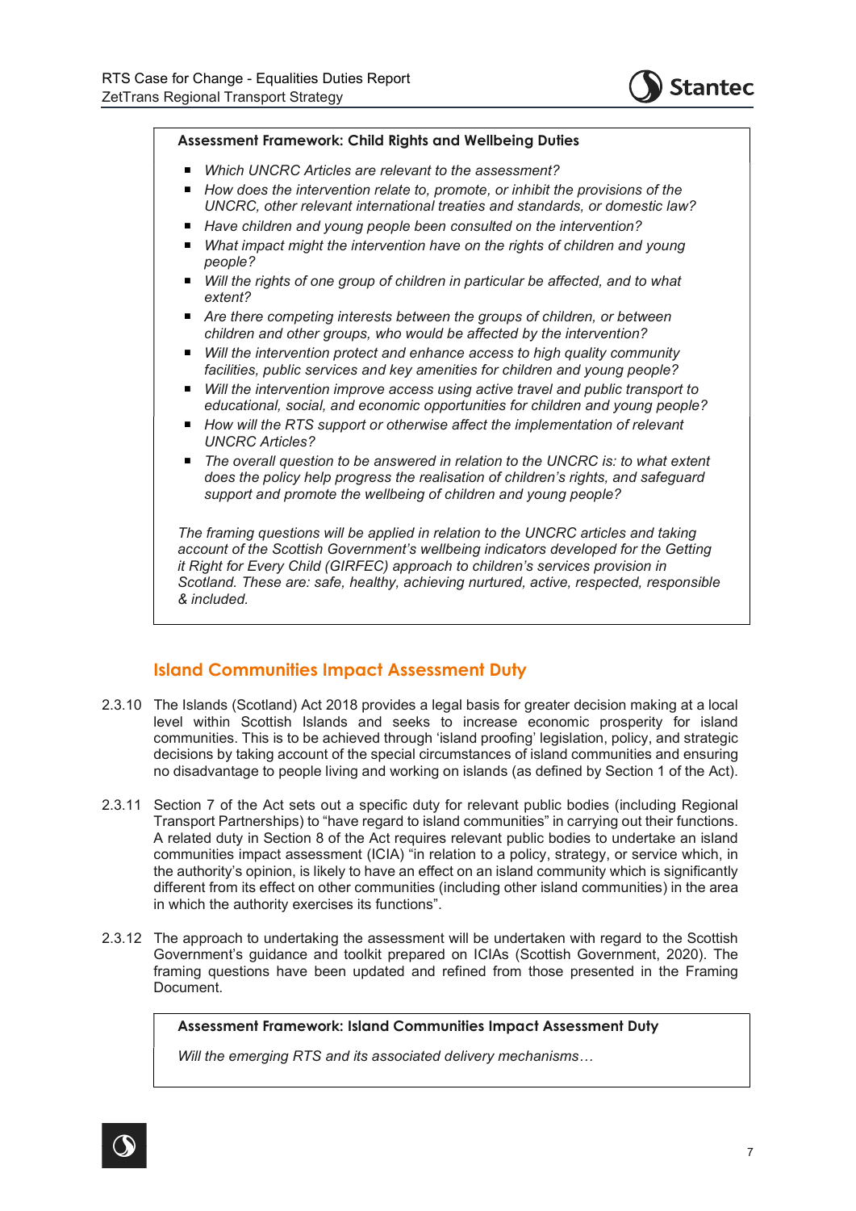**Assessment Framework: Child Rights and Wellbeing Duties**

- *Which UNCRC Articles are relevant to the assessment?*
- *How does the intervention relate to, promote, or inhibit the provisions of the UNCRC, other relevant international treaties and standards, or domestic law?*
- *Have children and young people been consulted on the intervention?*
- *What impact might the intervention have on the rights of children and young people?*
- *Will the rights of one group of children in particular be affected, and to what extent?*
- *Are there competing interests between the groups of children, or between children and other groups, who would be affected by the intervention?*
- *Will the intervention protect and enhance access to high quality community facilities, public services and key amenities for children and young people?*
- *Will the intervention improve access using active travel and public transport to educational, social, and economic opportunities for children and young people?*
- *How will the RTS support or otherwise affect the implementation of relevant UNCRC Articles?*
- *The overall question to be answered in relation to the UNCRC is: to what extent does the policy help progress the realisation of children's rights, and safeguard support and promote the wellbeing of children and young people?*

*The framing questions will be applied in relation to the UNCRC articles and taking account of the Scottish Government's wellbeing indicators developed for the Getting it Right for Every Child (GIRFEC) approach to children's services provision in Scotland. These are: safe, healthy, achieving nurtured, active, respected, responsible & included.*

## Island Communities Impact Assessment Duty

2.3.10 The Islands (Scotland) Act 2018 provides a legal basis for greater decision making at a local level within Scottish Islands and seeks to increase economic prosperity for island communities. This is to be achieved through 'island proofing' legislation, policy, and strategic decisions by taking account of the special circumstances of island communities and ensuring no disadvantage to people living and working on islands (as defined by Section 1 of the Act).

2.3.11 Section 7 of the Act sets out a specific duty for relevant public bodies (including Regional Transport Partnerships) to "have regard to island communities" in carrying out their functions. A related duty in Section 8 of the Act requires relevant public bodies to undertake an island communities impact assessment (ICIA) "in relation to a policy, strategy, or service which, in the authority's opinion, is likely to have an effect on an island community which is significantly different from its effect on other communities (including other island communities) in the area in which the authority exercises its functions".

2.3.12 The approach to undertaking the assessment will be undertaken with regard to the Scottish Government's guidance and toolkit prepared on ICIAs (Scottish Government, 2020). The framing questions have been updated and refined from those presented in the Framing Document.

**Assessment Framework: Island Communities Impact Assessment Duty**

*Will the emerging RTS and its associated delivery mechanisms…*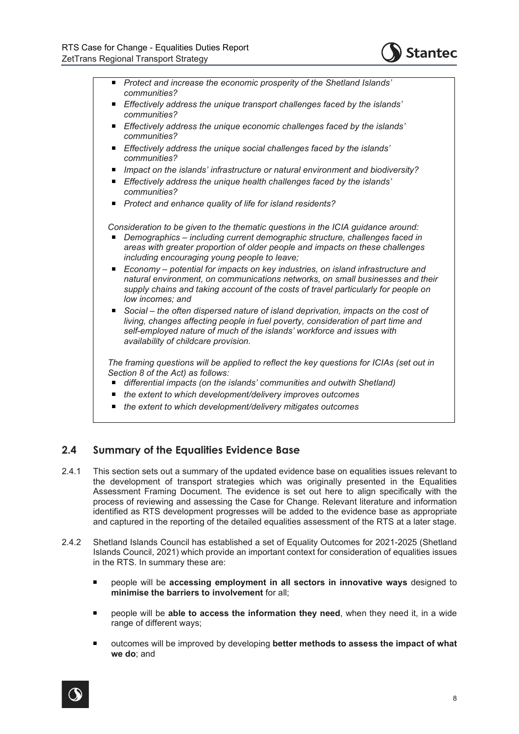- *Protect and increase the economic prosperity of the Shetland Islands' communities?*
- *Effectively address the unique transport challenges faced by the islands' communities?*
- *Effectively address the unique economic challenges faced by the islands' communities?*
- *Effectively address the unique social challenges faced by the islands' communities?*
- *Impact on the islands' infrastructure or natural environment and biodiversity?*
- *Effectively address the unique health challenges faced by the islands' communities?*
- *Protect and enhance quality of life for island residents?*

*Consideration to be given to the thematic questions in the ICIA guidance around:*

- *Demographics – including current demographic structure, challenges faced in areas with greater proportion of older people and impacts on these challenges including encouraging young people to leave;*
- *Economy – potential for impacts on key industries, on island infrastructure and natural environment, on communications networks, on small businesses and their supply chains and taking account of the costs of travel particularly for people on low incomes; and*
- *Social – the often dispersed nature of island deprivation, impacts on the cost of living, changes affecting people in fuel poverty, consideration of part time and self-employed nature of much of the islands' workforce and issues with availability of childcare provision.*

*The framing questions will be applied to reflect the key questions for ICIAs (set out in Section 8 of the Act) as follows:*

- *differential impacts (on the islands' communities and outwith Shetland)*
- *the extent to which development/delivery improves outcomes*
- *the extent to which development/delivery mitigates outcomes*

## 2.4 Summary of the Equalities Evidence Base

2.4.1 This section sets out a summary of the updated evidence base on equalities issues relevant to the development of transport strategies which was originally presented in the Equalities Assessment Framing Document. The evidence is set out here to align specifically with the process of reviewing and assessing the Case for Change. Relevant literature and information identified as RTS development progresses will be added to the evidence base as appropriate and captured in the reporting of the detailed equalities assessment of the RTS at a later stage.

2.4.2 Shetland Islands Council has established a set of Equality Outcomes for 2021-2025 (Shetland Islands Council, 2021) which provide an important context for consideration of equalities issues in the RTS. In summary these are:

- people will be **accessing employment in all sectors in innovative ways** designed to **minimise the barriers to involvement** for all;
- people will be **able to access the information they need**, when they need it, in a wide range of different ways;
- outcomes will be improved by developing **better methods to assess the impact of what we do**; and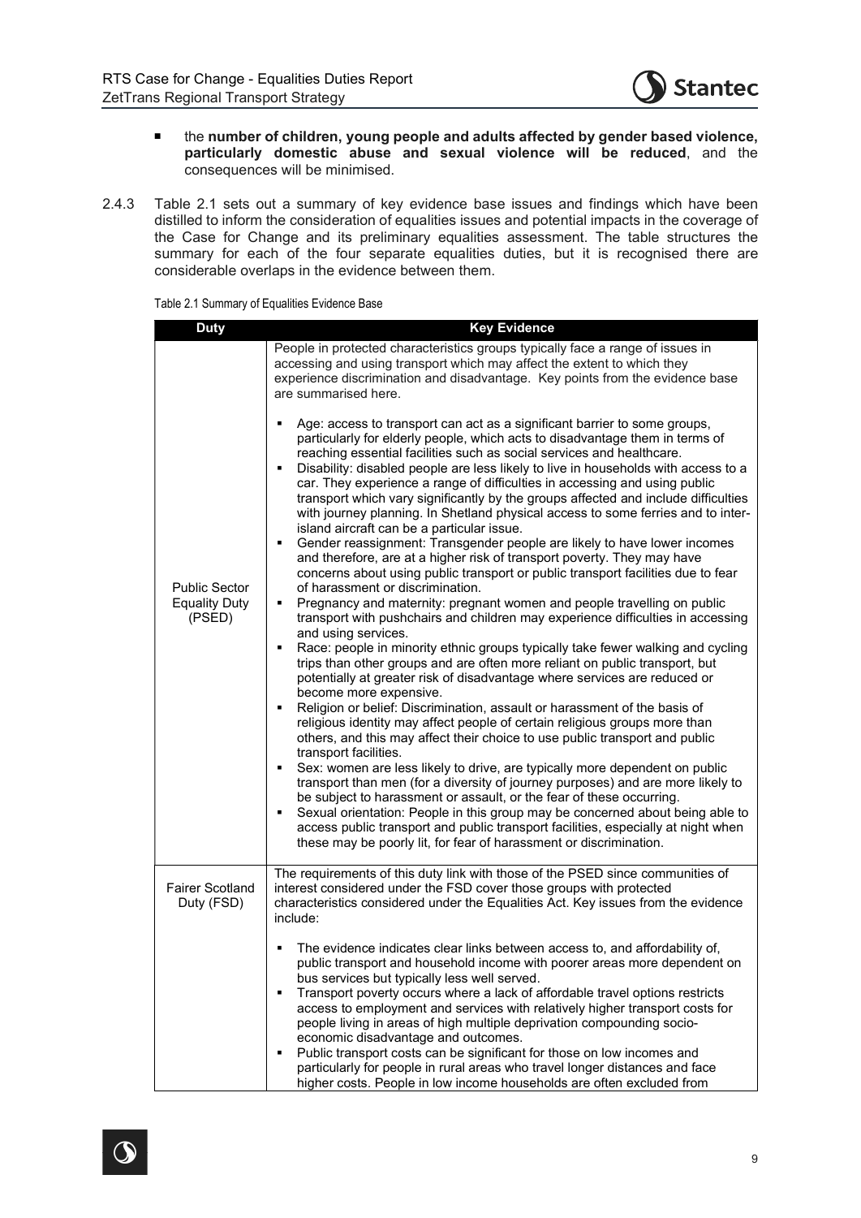- the **number of children, young people and adults affected by gender based violence, particularly domestic abuse and sexual violence will be reduced**, and the consequences will be minimised.

2.4.3 Table 2.1 sets out a summary of key evidence base issues and findings which have been distilled to inform the consideration of equalities issues and potential impacts in the coverage of the Case for Change and its preliminary equalities assessment. The table structures the summary for each of the four separate equalities duties, but it is recognised there are considerable overlaps in the evidence between them.

Table 2.1 Summary of Equalities Evidence Base

| Duty | Key Evidence |
|---|---|
| Public Sector Equality Duty (PSED) | People in protected characteristics groups typically face a range of issues in accessing and using transport which may affect the extent to which they experience discrimination and disadvantage. Key points from the evidence base are summarised here.<br><br>▪ Age: access to transport can act as a significant barrier to some groups, particularly for elderly people, which acts to disadvantage them in terms of reaching essential facilities such as social services and healthcare.<br>▪ Disability: disabled people are less likely to live in households with access to a car. They experience a range of difficulties in accessing and using public transport which vary significantly by the groups affected and include difficulties with journey planning. In Shetland physical access to some ferries and to inter-island aircraft can be a particular issue.<br>▪ Gender reassignment: Transgender people are likely to have lower incomes and therefore, are at a higher risk of transport poverty. They may have concerns about using public transport or public transport facilities due to fear of harassment or discrimination.<br>▪ Pregnancy and maternity: pregnant women and people travelling on public transport with pushchairs and children may experience difficulties in accessing and using services.<br>▪ Race: people in minority ethnic groups typically take fewer walking and cycling trips than other groups and are often more reliant on public transport, but potentially at greater risk of disadvantage where services are reduced or become more expensive.<br>▪ Religion or belief: Discrimination, assault or harassment of the basis of religious identity may affect people of certain religious groups more than others, and this may affect their choice to use public transport and public transport facilities.<br>▪ Sex: women are less likely to drive, are typically more dependent on public transport than men (for a diversity of journey purposes) and are more likely to be subject to harassment or assault, or the fear of these occurring.<br>▪ Sexual orientation: People in this group may be concerned about being able to access public transport and public transport facilities, especially at night when these may be poorly lit, for fear of harassment or discrimination. |
| Fairer Scotland Duty (FSD) | The requirements of this duty link with those of the PSED since communities of interest considered under the FSD cover those groups with protected characteristics considered under the Equalities Act. Key issues from the evidence include:<br><br>▪ The evidence indicates clear links between access to, and affordability of, public transport and household income with poorer areas more dependent on bus services but typically less well served.<br>▪ Transport poverty occurs where a lack of affordable travel options restricts access to employment and services with relatively higher transport costs for people living in areas of high multiple deprivation compounding socio-economic disadvantage and outcomes.<br>▪ Public transport costs can be significant for those on low incomes and particularly for people in rural areas who travel longer distances and face higher costs. People in low income households are often excluded from |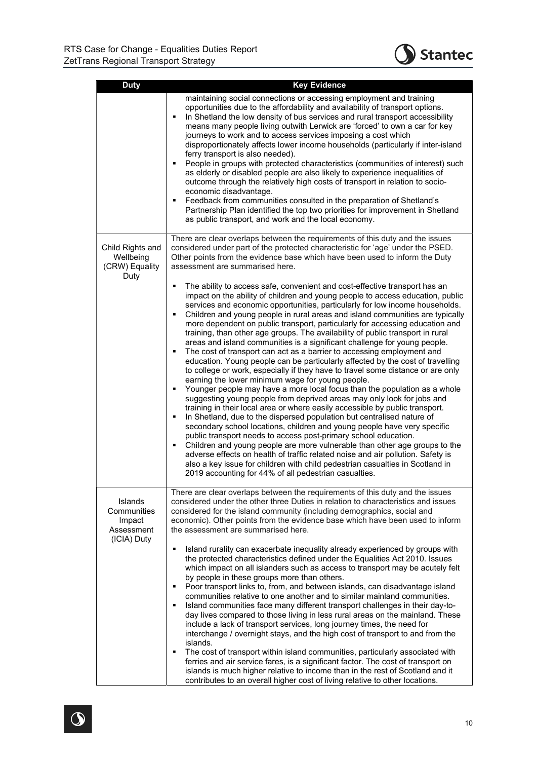| Duty | Key Evidence |
| --- | --- |
| | maintaining social connections or accessing employment and training opportunities due to the affordability and availability of transport options.<br>▪ In Shetland the low density of bus services and rural transport accessibility means many people living outwith Lerwick are 'forced' to own a car for key journeys to work and to access services imposing a cost which disproportionately affects lower income households (particularly if inter-island ferry transport is also needed).<br>▪ People in groups with protected characteristics (communities of interest) such as elderly or disabled people are also likely to experience inequalities of outcome through the relatively high costs of transport in relation to socio-economic disadvantage.<br>▪ Feedback from communities consulted in the preparation of Shetland's Partnership Plan identified the top two priorities for improvement in Shetland as public transport, and work and the local economy. |
| Child Rights and Wellbeing (CRW) Equality Duty | There are clear overlaps between the requirements of this duty and the issues considered under part of the protected characteristic for 'age' under the PSED. Other points from the evidence base which have been used to inform the Duty assessment are summarised here.<br>▪ The ability to access safe, convenient and cost-effective transport has an impact on the ability of children and young people to access education, public services and economic opportunities, particularly for low income households.<br>▪ Children and young people in rural areas and island communities are typically more dependent on public transport, particularly for accessing education and training, than other age groups. The availability of public transport in rural areas and island communities is a significant challenge for young people.<br>▪ The cost of transport can act as a barrier to accessing employment and education. Young people can be particularly affected by the cost of travelling to college or work, especially if they have to travel some distance or are only earning the lower minimum wage for young people.<br>▪ Younger people may have a more local focus than the population as a whole suggesting young people from deprived areas may only look for jobs and training in their local area or where easily accessible by public transport.<br>▪ In Shetland, due to the dispersed population but centralised nature of secondary school locations, children and young people have very specific public transport needs to access post-primary school education.<br>▪ Children and young people are more vulnerable than other age groups to the adverse effects on health of traffic related noise and air pollution. Safety is also a key issue for children with child pedestrian casualties in Scotland in 2019 accounting for 44% of all pedestrian casualties. |
| Islands Communities Impact Assessment (ICIA) Duty | There are clear overlaps between the requirements of this duty and the issues considered under the other three Duties in relation to characteristics and issues considered for the island community (including demographics, social and economic). Other points from the evidence base which have been used to inform the assessment are summarised here.<br>▪ Island rurality can exacerbate inequality already experienced by groups with the protected characteristics defined under the Equalities Act 2010. Issues which impact on all islanders such as access to transport may be acutely felt by people in these groups more than others.<br>▪ Poor transport links to, from, and between islands, can disadvantage island communities relative to one another and to similar mainland communities.<br>▪ Island communities face many different transport challenges in their day-to-day lives compared to those living in less rural areas on the mainland. These include a lack of transport services, long journey times, the need for interchange / overnight stays, and the high cost of transport to and from the islands.<br>▪ The cost of transport within island communities, particularly associated with ferries and air service fares, is a significant factor. The cost of transport on islands is much higher relative to income than in the rest of Scotland and it contributes to an overall higher cost of living relative to other locations. |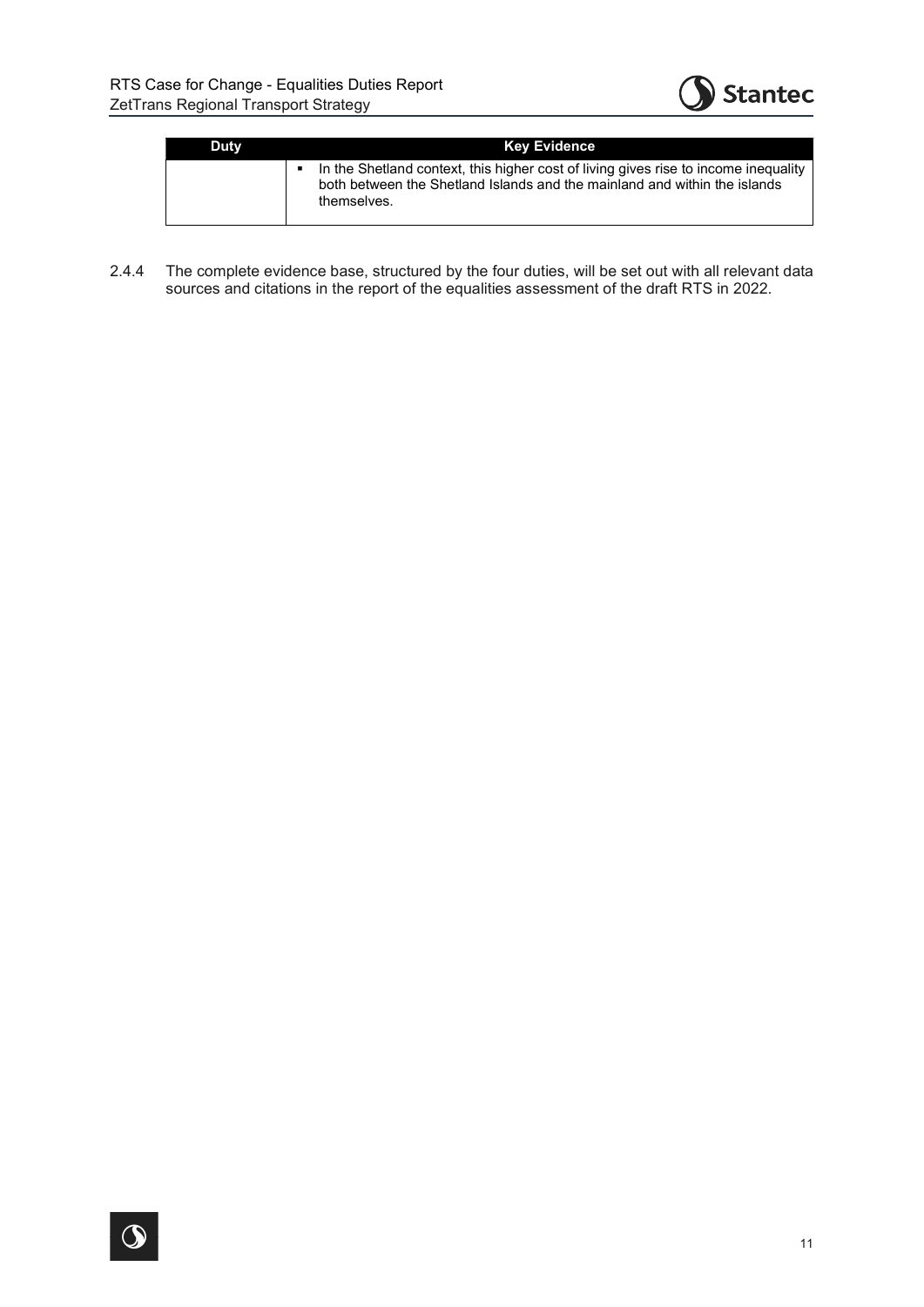| Duty | Key Evidence |
| --- | --- |
| | ▪ In the Shetland context, this higher cost of living gives rise to income inequality both between the Shetland Islands and the mainland and within the islands themselves. |

2.4.4 The complete evidence base, structured by the four duties, will be set out with all relevant data sources and citations in the report of the equalities assessment of the draft RTS in 2022.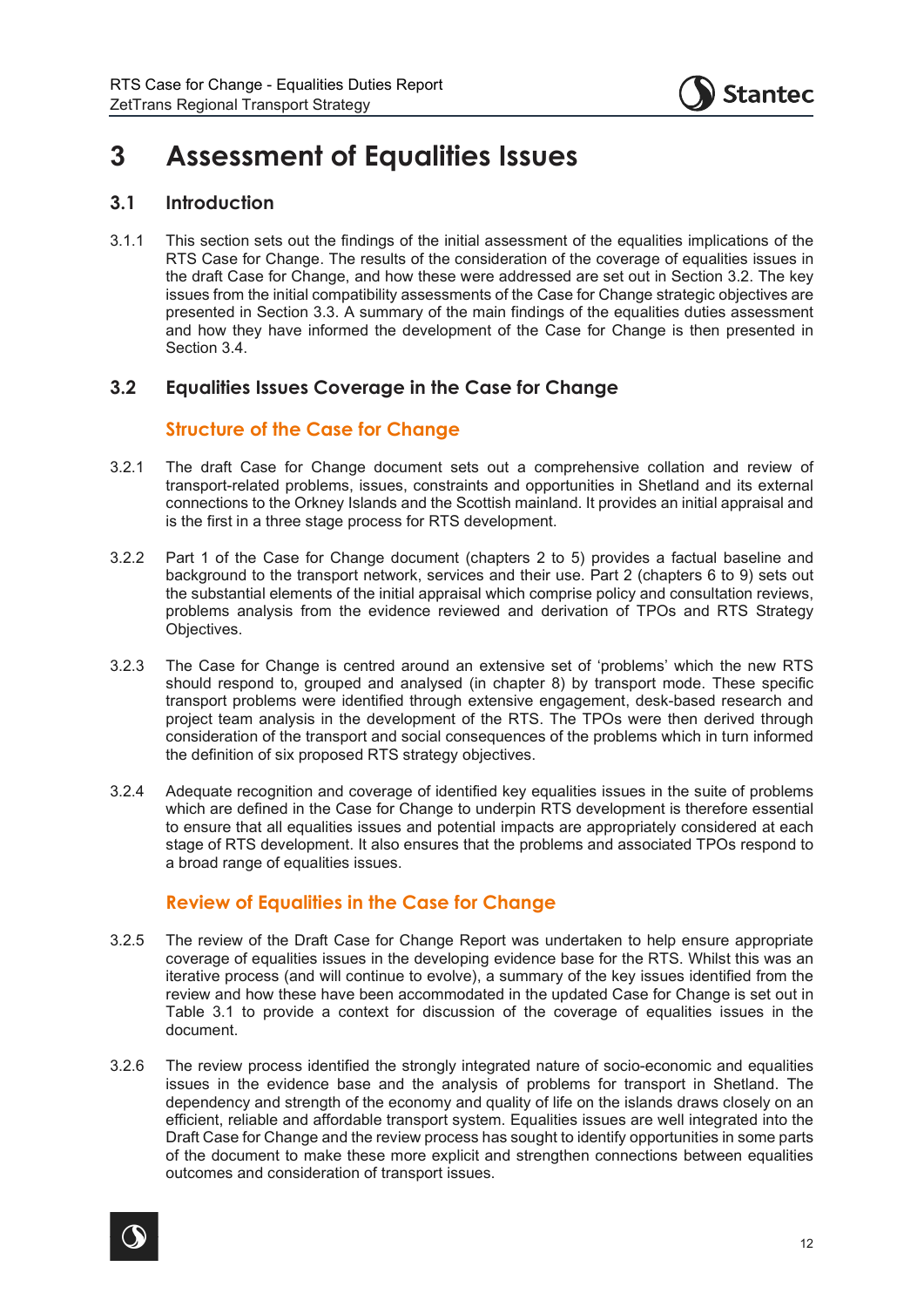# 3 Assessment of Equalities Issues

## 3.1 Introduction

3.1.1 This section sets out the findings of the initial assessment of the equalities implications of the RTS Case for Change. The results of the consideration of the coverage of equalities issues in the draft Case for Change, and how these were addressed are set out in Section 3.2. The key issues from the initial compatibility assessments of the Case for Change strategic objectives are presented in Section 3.3. A summary of the main findings of the equalities duties assessment and how they have informed the development of the Case for Change is then presented in Section 3.4.

## 3.2 Equalities Issues Coverage in the Case for Change

### Structure of the Case for Change

3.2.1 The draft Case for Change document sets out a comprehensive collation and review of transport-related problems, issues, constraints and opportunities in Shetland and its external connections to the Orkney Islands and the Scottish mainland. It provides an initial appraisal and is the first in a three stage process for RTS development.

3.2.2 Part 1 of the Case for Change document (chapters 2 to 5) provides a factual baseline and background to the transport network, services and their use. Part 2 (chapters 6 to 9) sets out the substantial elements of the initial appraisal which comprise policy and consultation reviews, problems analysis from the evidence reviewed and derivation of TPOs and RTS Strategy Objectives.

3.2.3 The Case for Change is centred around an extensive set of 'problems' which the new RTS should respond to, grouped and analysed (in chapter 8) by transport mode. These specific transport problems were identified through extensive engagement, desk-based research and project team analysis in the development of the RTS. The TPOs were then derived through consideration of the transport and social consequences of the problems which in turn informed the definition of six proposed RTS strategy objectives.

3.2.4 Adequate recognition and coverage of identified key equalities issues in the suite of problems which are defined in the Case for Change to underpin RTS development is therefore essential to ensure that all equalities issues and potential impacts are appropriately considered at each stage of RTS development. It also ensures that the problems and associated TPOs respond to a broad range of equalities issues.

### Review of Equalities in the Case for Change

3.2.5 The review of the Draft Case for Change Report was undertaken to help ensure appropriate coverage of equalities issues in the developing evidence base for the RTS. Whilst this was an iterative process (and will continue to evolve), a summary of the key issues identified from the review and how these have been accommodated in the updated Case for Change is set out in Table 3.1 to provide a context for discussion of the coverage of equalities issues in the document.

3.2.6 The review process identified the strongly integrated nature of socio-economic and equalities issues in the evidence base and the analysis of problems for transport in Shetland. The dependency and strength of the economy and quality of life on the islands draws closely on an efficient, reliable and affordable transport system. Equalities issues are well integrated into the Draft Case for Change and the review process has sought to identify opportunities in some parts of the document to make these more explicit and strengthen connections between equalities outcomes and consideration of transport issues.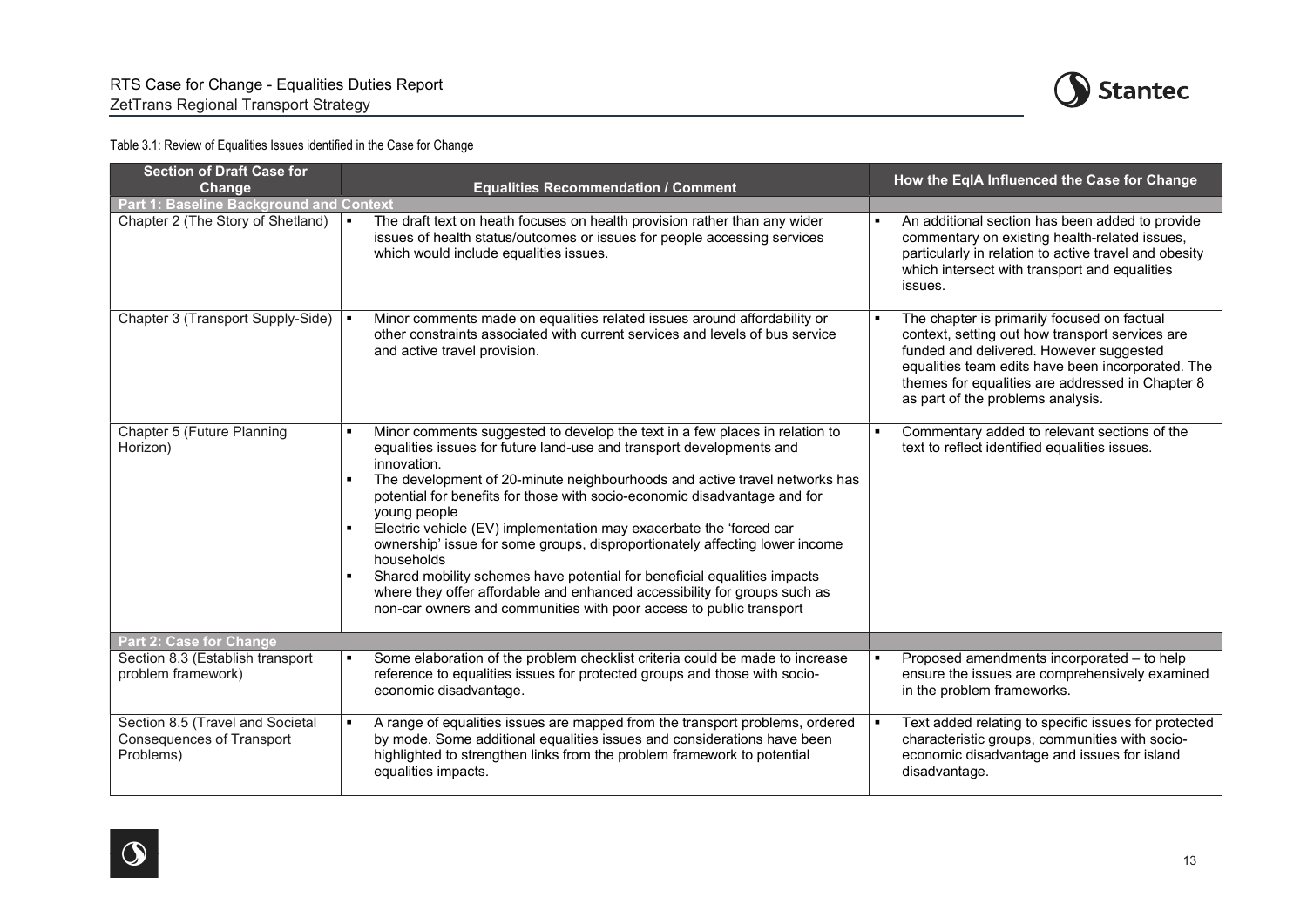Table 3.1: Review of Equalities Issues identified in the Case for Change

| Section of Draft Case for Change | Equalities Recommendation / Comment | How the EqIA Influenced the Case for Change |
|---|---|---|
| **Part 1: Baseline Background and Context** | | |
| Chapter 2 (The Story of Shetland) | ▪ The draft text on heath focuses on health provision rather than any wider issues of health status/outcomes or issues for people accessing services which would include equalities issues. | ▪ An additional section has been added to provide commentary on existing health-related issues, particularly in relation to active travel and obesity which intersect with transport and equalities issues. |
| Chapter 3 (Transport Supply-Side) | ▪ Minor comments made on equalities related issues around affordability or other constraints associated with current services and levels of bus service and active travel provision. | ▪ The chapter is primarily focused on factual context, setting out how transport services are funded and delivered. However suggested equalities team edits have been incorporated. The themes for equalities are addressed in Chapter 8 as part of the problems analysis. |
| Chapter 5 (Future Planning Horizon) | ▪ Minor comments suggested to develop the text in a few places in relation to equalities issues for future land-use and transport developments and innovation.<br>▪ The development of 20-minute neighbourhoods and active travel networks has potential for benefits for those with socio-economic disadvantage and for young people<br>▪ Electric vehicle (EV) implementation may exacerbate the 'forced car ownership' issue for some groups, disproportionately affecting lower income households<br>▪ Shared mobility schemes have potential for beneficial equalities impacts where they offer affordable and enhanced accessibility for groups such as non-car owners and communities with poor access to public transport | ▪ Commentary added to relevant sections of the text to reflect identified equalities issues. |
| **Part 2: Case for Change** | | |
| Section 8.3 (Establish transport problem framework) | ▪ Some elaboration of the problem checklist criteria could be made to increase reference to equalities issues for protected groups and those with socio-economic disadvantage. | ▪ Proposed amendments incorporated – to help ensure the issues are comprehensively examined in the problem frameworks. |
| Section 8.5 (Travel and Societal Consequences of Transport Problems) | ▪ A range of equalities issues are mapped from the transport problems, ordered by mode. Some additional equalities issues and considerations have been highlighted to strengthen links from the problem framework to potential equalities impacts. | ▪ Text added relating to specific issues for protected characteristic groups, communities with socio-economic disadvantage and issues for island disadvantage. |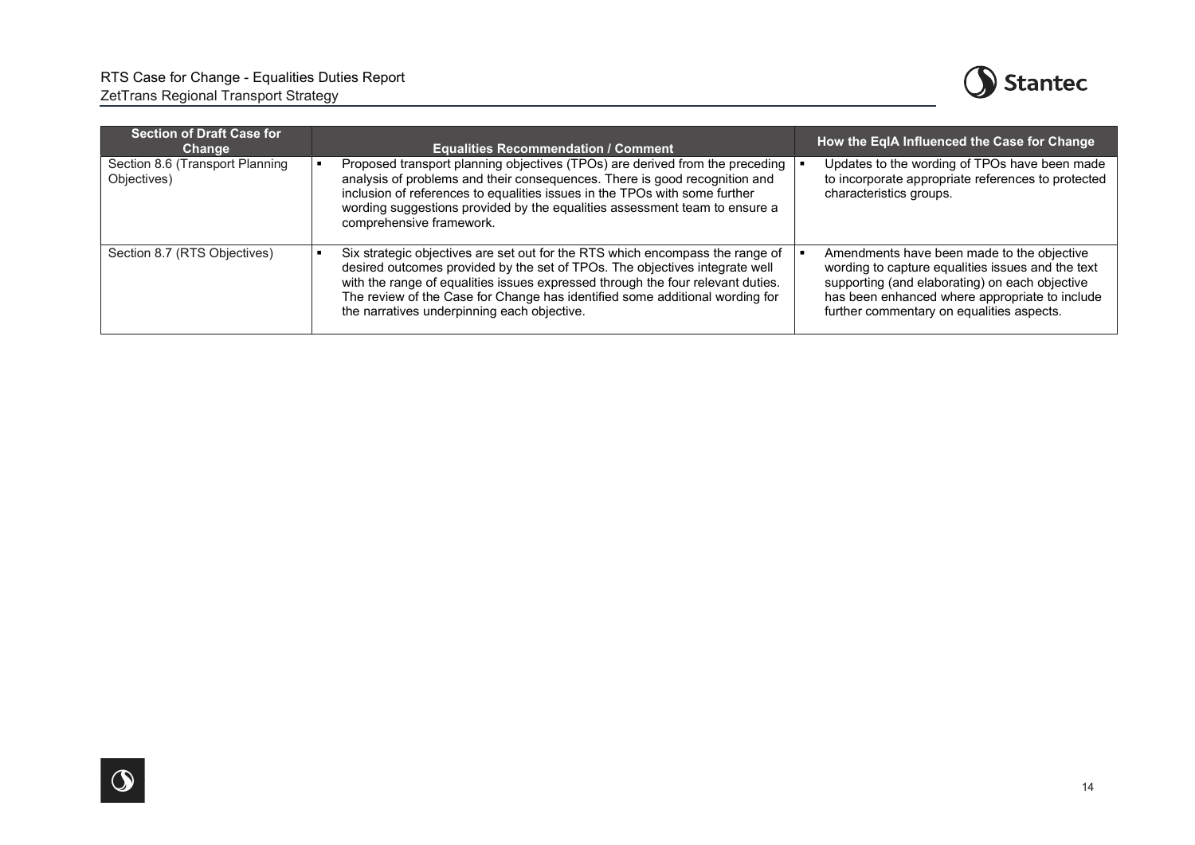| Section of Draft Case for Change | Equalities Recommendation / Comment | How the EqIA Influenced the Case for Change |
|---|---|---|
| Section 8.6 (Transport Planning Objectives) | ▪ Proposed transport planning objectives (TPOs) are derived from the preceding analysis of problems and their consequences. There is good recognition and inclusion of references to equalities issues in the TPOs with some further wording suggestions provided by the equalities assessment team to ensure a comprehensive framework. | ▪ Updates to the wording of TPOs have been made to incorporate appropriate references to protected characteristics groups. |
| Section 8.7 (RTS Objectives) | ▪ Six strategic objectives are set out for the RTS which encompass the range of desired outcomes provided by the set of TPOs. The objectives integrate well with the range of equalities issues expressed through the four relevant duties. The review of the Case for Change has identified some additional wording for the narratives underpinning each objective. | ▪ Amendments have been made to the objective wording to capture equalities issues and the text supporting (and elaborating) on each objective has been enhanced where appropriate to include further commentary on equalities aspects. |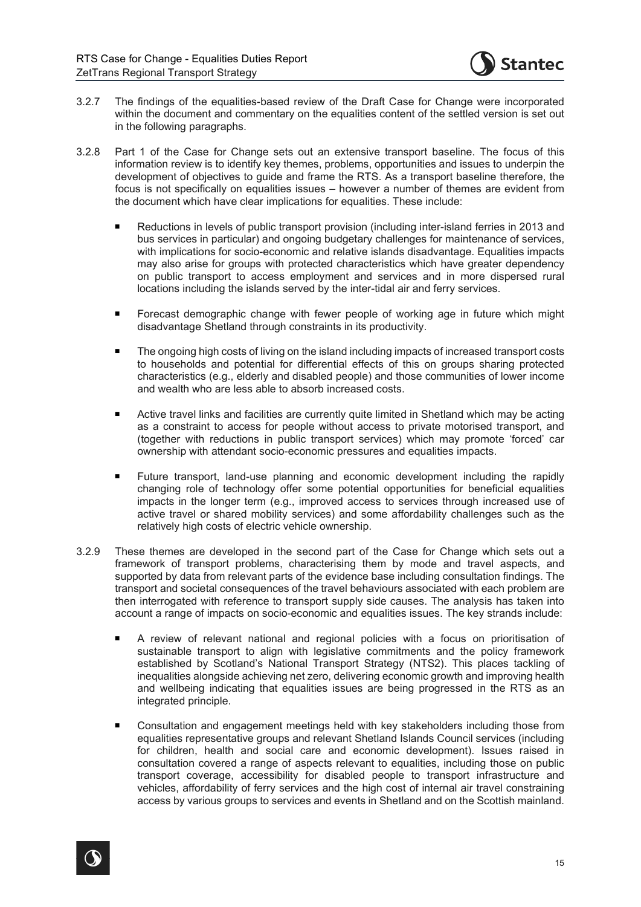3.2.7 The findings of the equalities-based review of the Draft Case for Change were incorporated within the document and commentary on the equalities content of the settled version is set out in the following paragraphs.

3.2.8 Part 1 of the Case for Change sets out an extensive transport baseline. The focus of this information review is to identify key themes, problems, opportunities and issues to underpin the development of objectives to guide and frame the RTS. As a transport baseline therefore, the focus is not specifically on equalities issues – however a number of themes are evident from the document which have clear implications for equalities. These include:

- Reductions in levels of public transport provision (including inter-island ferries in 2013 and bus services in particular) and ongoing budgetary challenges for maintenance of services, with implications for socio-economic and relative islands disadvantage. Equalities impacts may also arise for groups with protected characteristics which have greater dependency on public transport to access employment and services and in more dispersed rural locations including the islands served by the inter-tidal air and ferry services.
- Forecast demographic change with fewer people of working age in future which might disadvantage Shetland through constraints in its productivity.
- The ongoing high costs of living on the island including impacts of increased transport costs to households and potential for differential effects of this on groups sharing protected characteristics (e.g., elderly and disabled people) and those communities of lower income and wealth who are less able to absorb increased costs.
- Active travel links and facilities are currently quite limited in Shetland which may be acting as a constraint to access for people without access to private motorised transport, and (together with reductions in public transport services) which may promote 'forced' car ownership with attendant socio-economic pressures and equalities impacts.
- Future transport, land-use planning and economic development including the rapidly changing role of technology offer some potential opportunities for beneficial equalities impacts in the longer term (e.g., improved access to services through increased use of active travel or shared mobility services) and some affordability challenges such as the relatively high costs of electric vehicle ownership.

3.2.9 These themes are developed in the second part of the Case for Change which sets out a framework of transport problems, characterising them by mode and travel aspects, and supported by data from relevant parts of the evidence base including consultation findings. The transport and societal consequences of the travel behaviours associated with each problem are then interrogated with reference to transport supply side causes. The analysis has taken into account a range of impacts on socio-economic and equalities issues. The key strands include:

- A review of relevant national and regional policies with a focus on prioritisation of sustainable transport to align with legislative commitments and the policy framework established by Scotland's National Transport Strategy (NTS2). This places tackling of inequalities alongside achieving net zero, delivering economic growth and improving health and wellbeing indicating that equalities issues are being progressed in the RTS as an integrated principle.
- Consultation and engagement meetings held with key stakeholders including those from equalities representative groups and relevant Shetland Islands Council services (including for children, health and social care and economic development). Issues raised in consultation covered a range of aspects relevant to equalities, including those on public transport coverage, accessibility for disabled people to transport infrastructure and vehicles, affordability of ferry services and the high cost of internal air travel constraining access by various groups to services and events in Shetland and on the Scottish mainland.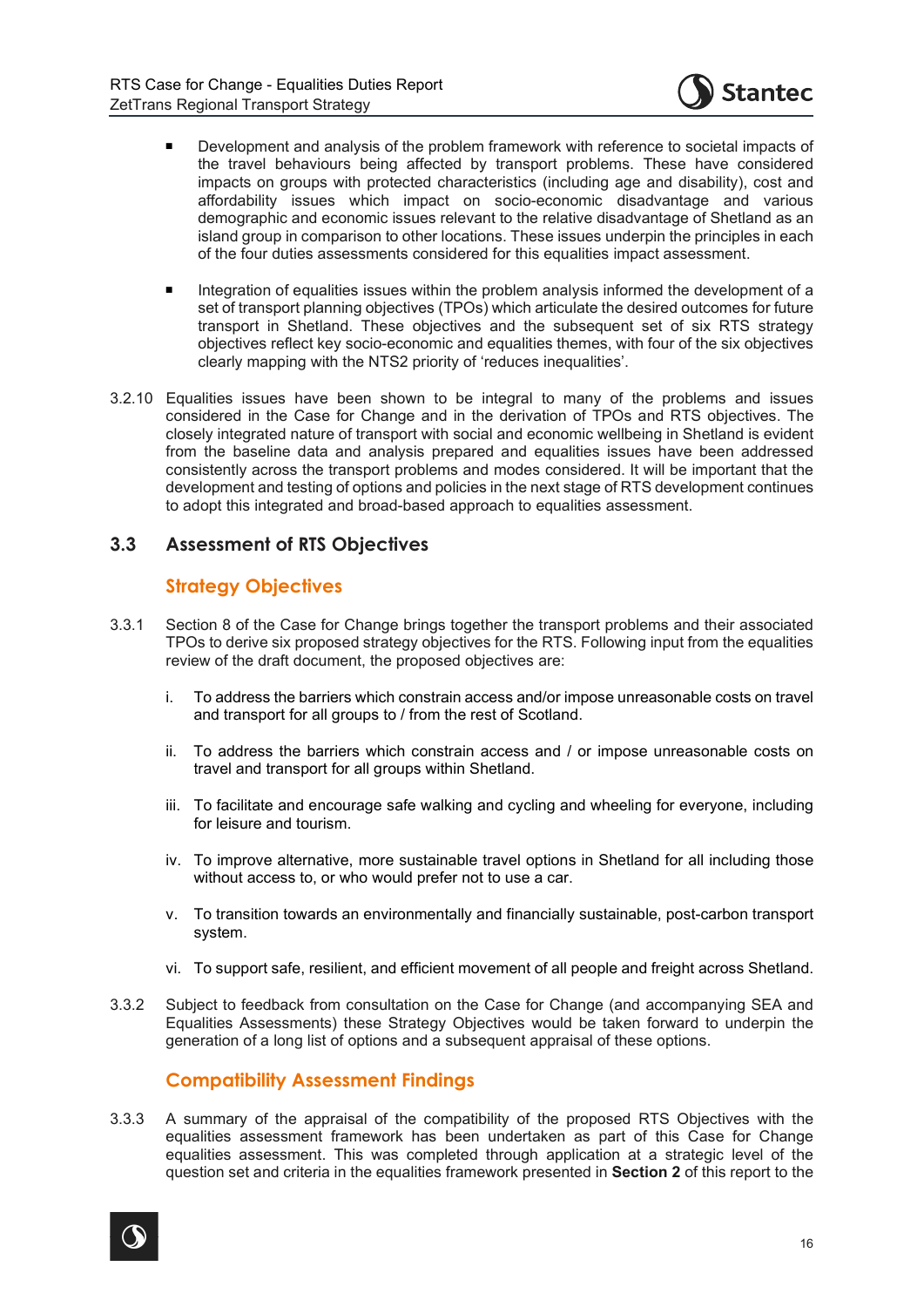- Development and analysis of the problem framework with reference to societal impacts of the travel behaviours being affected by transport problems. These have considered impacts on groups with protected characteristics (including age and disability), cost and affordability issues which impact on socio-economic disadvantage and various demographic and economic issues relevant to the relative disadvantage of Shetland as an island group in comparison to other locations. These issues underpin the principles in each of the four duties assessments considered for this equalities impact assessment.

- Integration of equalities issues within the problem analysis informed the development of a set of transport planning objectives (TPOs) which articulate the desired outcomes for future transport in Shetland. These objectives and the subsequent set of six RTS strategy objectives reflect key socio-economic and equalities themes, with four of the six objectives clearly mapping with the NTS2 priority of 'reduces inequalities'.

3.2.10 Equalities issues have been shown to be integral to many of the problems and issues considered in the Case for Change and in the derivation of TPOs and RTS objectives. The closely integrated nature of transport with social and economic wellbeing in Shetland is evident from the baseline data and analysis prepared and equalities issues have been addressed consistently across the transport problems and modes considered. It will be important that the development and testing of options and policies in the next stage of RTS development continues to adopt this integrated and broad-based approach to equalities assessment.

## 3.3 Assessment of RTS Objectives

### Strategy Objectives

3.3.1 Section 8 of the Case for Change brings together the transport problems and their associated TPOs to derive six proposed strategy objectives for the RTS. Following input from the equalities review of the draft document, the proposed objectives are:

i. To address the barriers which constrain access and/or impose unreasonable costs on travel and transport for all groups to / from the rest of Scotland.

ii. To address the barriers which constrain access and / or impose unreasonable costs on travel and transport for all groups within Shetland.

iii. To facilitate and encourage safe walking and cycling and wheeling for everyone, including for leisure and tourism.

iv. To improve alternative, more sustainable travel options in Shetland for all including those without access to, or who would prefer not to use a car.

v. To transition towards an environmentally and financially sustainable, post-carbon transport system.

vi. To support safe, resilient, and efficient movement of all people and freight across Shetland.

3.3.2 Subject to feedback from consultation on the Case for Change (and accompanying SEA and Equalities Assessments) these Strategy Objectives would be taken forward to underpin the generation of a long list of options and a subsequent appraisal of these options.

### Compatibility Assessment Findings

3.3.3 A summary of the appraisal of the compatibility of the proposed RTS Objectives with the equalities assessment framework has been undertaken as part of this Case for Change equalities assessment. This was completed through application at a strategic level of the question set and criteria in the equalities framework presented in **Section 2** of this report to the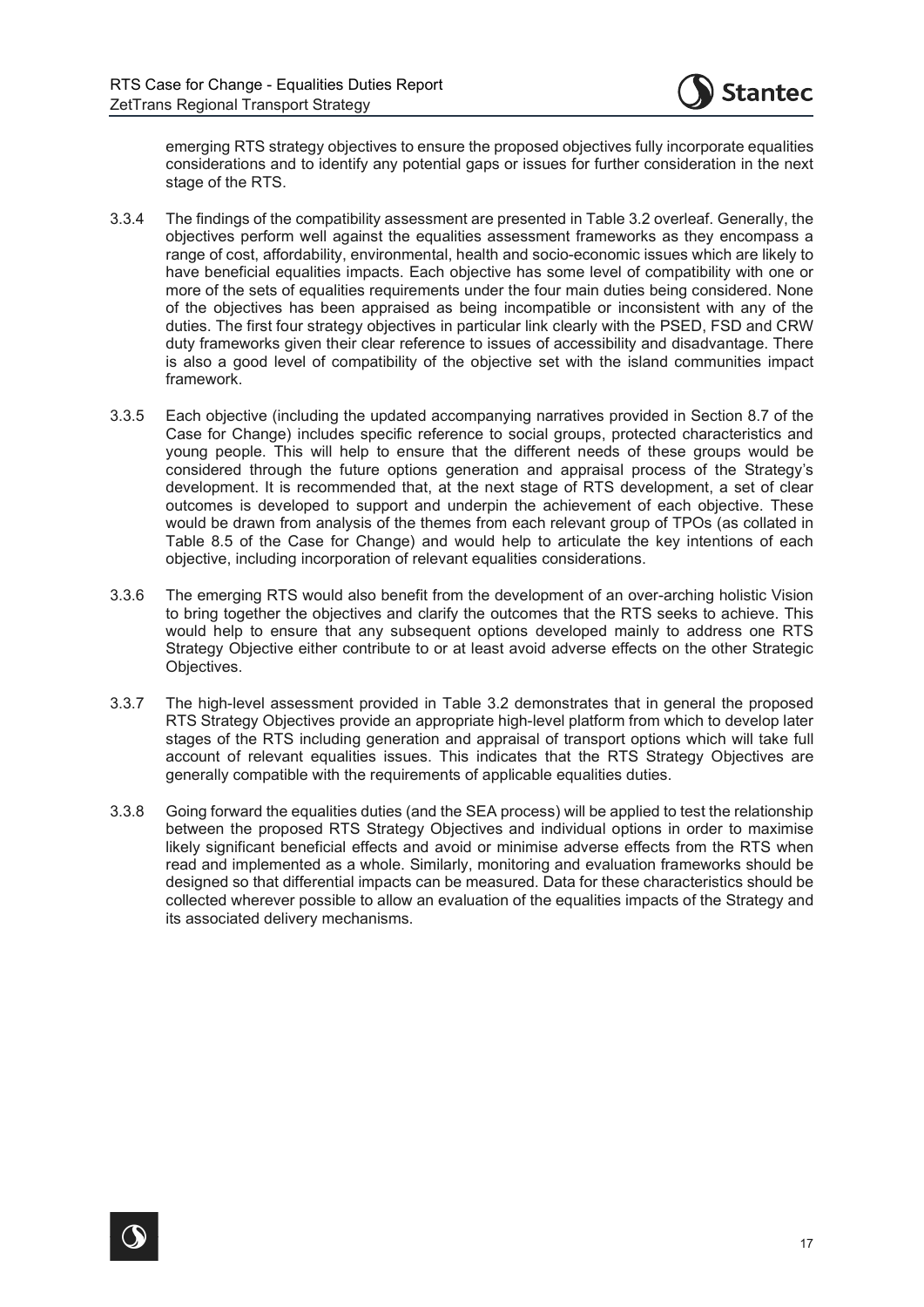emerging RTS strategy objectives to ensure the proposed objectives fully incorporate equalities considerations and to identify any potential gaps or issues for further consideration in the next stage of the RTS.

3.3.4 The findings of the compatibility assessment are presented in Table 3.2 overleaf. Generally, the objectives perform well against the equalities assessment frameworks as they encompass a range of cost, affordability, environmental, health and socio-economic issues which are likely to have beneficial equalities impacts. Each objective has some level of compatibility with one or more of the sets of equalities requirements under the four main duties being considered. None of the objectives has been appraised as being incompatible or inconsistent with any of the duties. The first four strategy objectives in particular link clearly with the PSED, FSD and CRW duty frameworks given their clear reference to issues of accessibility and disadvantage. There is also a good level of compatibility of the objective set with the island communities impact framework.

3.3.5 Each objective (including the updated accompanying narratives provided in Section 8.7 of the Case for Change) includes specific reference to social groups, protected characteristics and young people. This will help to ensure that the different needs of these groups would be considered through the future options generation and appraisal process of the Strategy's development. It is recommended that, at the next stage of RTS development, a set of clear outcomes is developed to support and underpin the achievement of each objective. These would be drawn from analysis of the themes from each relevant group of TPOs (as collated in Table 8.5 of the Case for Change) and would help to articulate the key intentions of each objective, including incorporation of relevant equalities considerations.

3.3.6 The emerging RTS would also benefit from the development of an over-arching holistic Vision to bring together the objectives and clarify the outcomes that the RTS seeks to achieve. This would help to ensure that any subsequent options developed mainly to address one RTS Strategy Objective either contribute to or at least avoid adverse effects on the other Strategic Objectives.

3.3.7 The high-level assessment provided in Table 3.2 demonstrates that in general the proposed RTS Strategy Objectives provide an appropriate high-level platform from which to develop later stages of the RTS including generation and appraisal of transport options which will take full account of relevant equalities issues. This indicates that the RTS Strategy Objectives are generally compatible with the requirements of applicable equalities duties.

3.3.8 Going forward the equalities duties (and the SEA process) will be applied to test the relationship between the proposed RTS Strategy Objectives and individual options in order to maximise likely significant beneficial effects and avoid or minimise adverse effects from the RTS when read and implemented as a whole. Similarly, monitoring and evaluation frameworks should be designed so that differential impacts can be measured. Data for these characteristics should be collected wherever possible to allow an evaluation of the equalities impacts of the Strategy and its associated delivery mechanisms.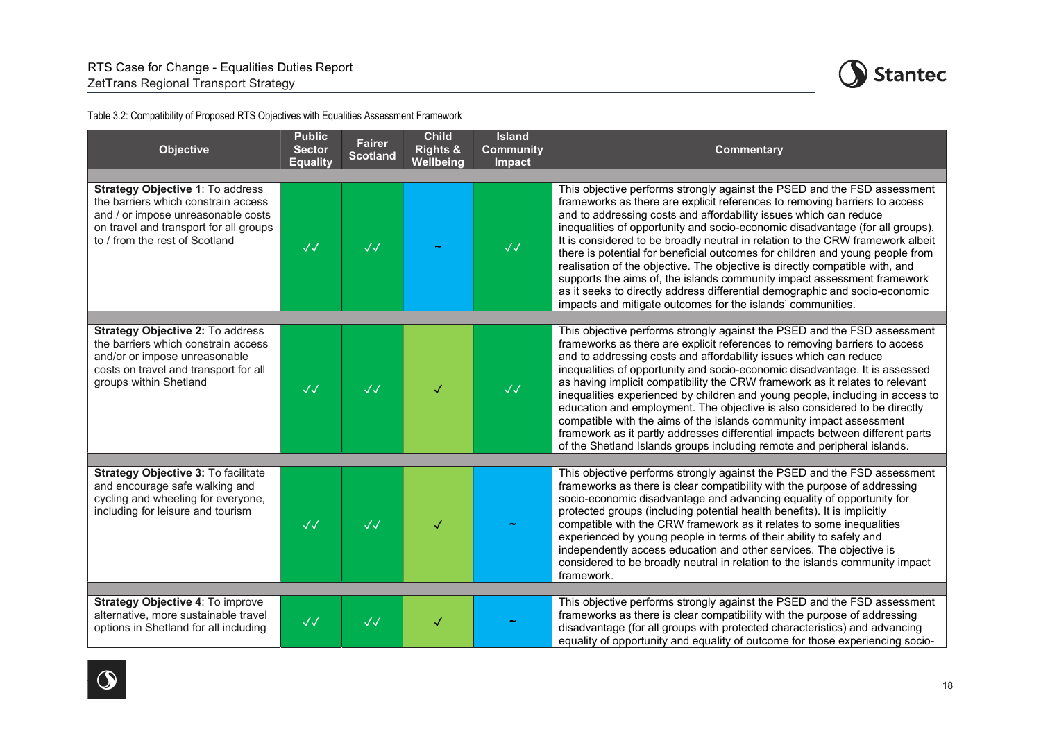Table 3.2: Compatibility of Proposed RTS Objectives with Equalities Assessment Framework

| Objective | Public Sector Equality | Fairer Scotland | Child Rights & Wellbeing | Island Community Impact | Commentary |
|---|---|---|---|---|---|
| **Strategy Objective 1**: To address the barriers which constrain access and / or impose unreasonable costs on travel and transport for all groups to / from the rest of Scotland | ✓✓ | ✓✓ | ~ | ✓✓ | This objective performs strongly against the PSED and the FSD assessment frameworks as there are explicit references to removing barriers to access and to addressing costs and affordability issues which can reduce inequalities of opportunity and socio-economic disadvantage (for all groups). It is considered to be broadly neutral in relation to the CRW framework albeit there is potential for beneficial outcomes for children and young people from realisation of the objective. The objective is directly compatible with, and supports the aims of, the islands community impact assessment framework as it seeks to directly address differential demographic and socio-economic impacts and mitigate outcomes for the islands' communities. |
| **Strategy Objective 2:** To address the barriers which constrain access and/or or impose unreasonable costs on travel and transport for all groups within Shetland | ✓✓ | ✓✓ | ✓ | ✓✓ | This objective performs strongly against the PSED and the FSD assessment frameworks as there are explicit references to removing barriers to access and to addressing costs and affordability issues which can reduce inequalities of opportunity and socio-economic disadvantage. It is assessed as having implicit compatibility the CRW framework as it relates to relevant inequalities experienced by children and young people, including in access to education and employment. The objective is also considered to be directly compatible with the aims of the islands community impact assessment framework as it partly addresses differential impacts between different parts of the Shetland Islands groups including remote and peripheral islands. |
| **Strategy Objective 3:** To facilitate and encourage safe walking and cycling and wheeling for everyone, including for leisure and tourism | ✓✓ | ✓✓ | ✓ | ~ | This objective performs strongly against the PSED and the FSD assessment frameworks as there is clear compatibility with the purpose of addressing socio-economic disadvantage and advancing equality of opportunity for protected groups (including potential health benefits). It is implicitly compatible with the CRW framework as it relates to some inequalities experienced by young people in terms of their ability to safely and independently access education and other services. The objective is considered to be broadly neutral in relation to the islands community impact framework. |
| **Strategy Objective 4**: To improve alternative, more sustainable travel options in Shetland for all including | ✓✓ | ✓✓ | ✓ | ~ | This objective performs strongly against the PSED and the FSD assessment frameworks as there is clear compatibility with the purpose of addressing disadvantage (for all groups with protected characteristics) and advancing equality of opportunity and equality of outcome for those experiencing socio- |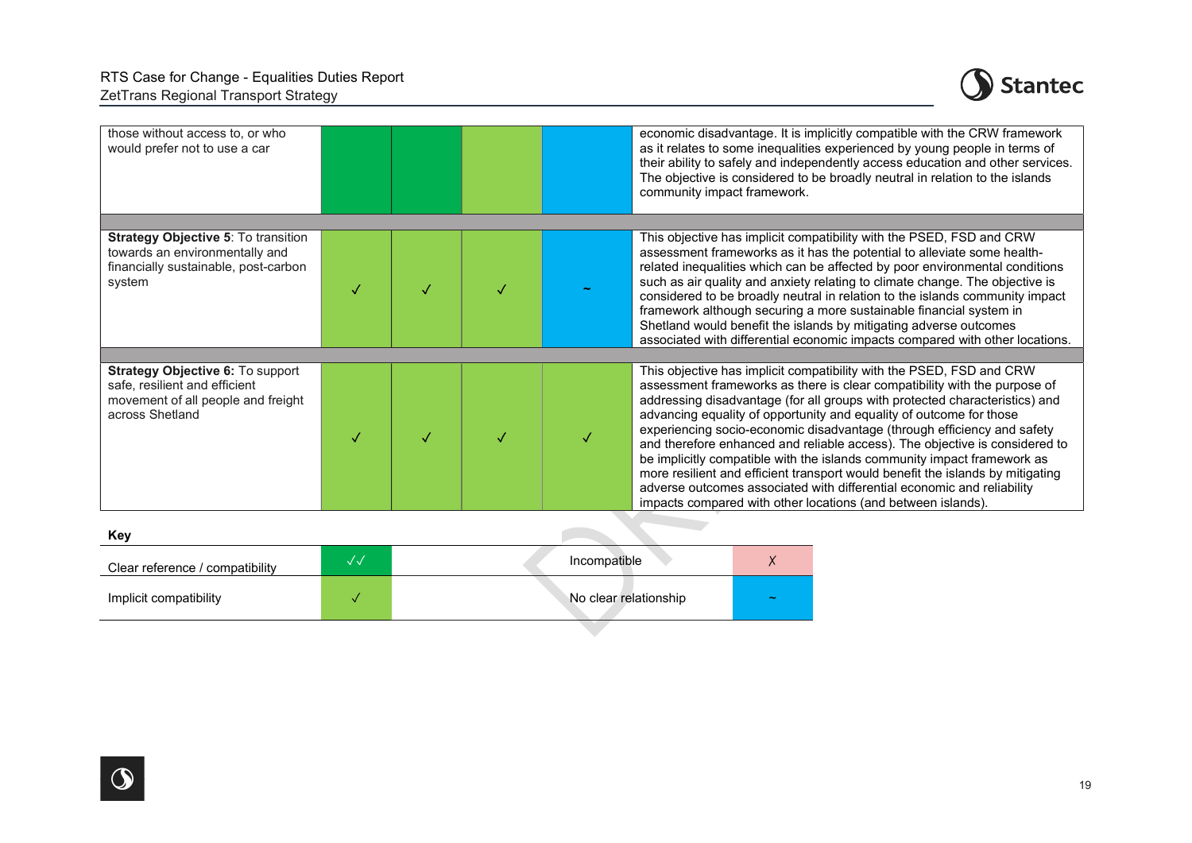| | | | | | |
|---|---|---|---|---|---|
| those without access to, or who would prefer not to use a car | | | | | economic disadvantage. It is implicitly compatible with the CRW framework as it relates to some inequalities experienced by young people in terms of their ability to safely and independently access education and other services. The objective is considered to be broadly neutral in relation to the islands community impact framework. |
| | | | | | |
| **Strategy Objective 5**: To transition towards an environmentally and financially sustainable, post-carbon system | ✓ | ✓ | ✓ | ~ | This objective has implicit compatibility with the PSED, FSD and CRW assessment frameworks as it has the potential to alleviate some health-related inequalities which can be affected by poor environmental conditions such as air quality and anxiety relating to climate change. The objective is considered to be broadly neutral in relation to the islands community impact framework although securing a more sustainable financial system in Shetland would benefit the islands by mitigating adverse outcomes associated with differential economic impacts compared with other locations. |
| | | | | | |
| **Strategy Objective 6:** To support safe, resilient and efficient movement of all people and freight across Shetland | ✓ | ✓ | ✓ | ✓ | This objective has implicit compatibility with the PSED, FSD and CRW assessment frameworks as there is clear compatibility with the purpose of addressing disadvantage (for all groups with protected characteristics) and advancing equality of opportunity and equality of outcome for those experiencing socio-economic disadvantage (through efficiency and safety and therefore enhanced and reliable access). The objective is considered to be implicitly compatible with the islands community impact framework as more resilient and efficient transport would benefit the islands by mitigating adverse outcomes associated with differential economic and reliability impacts compared with other locations (and between islands). |

**Key**

| | | | |
|---|---|---|---|
| Clear reference / compatibility | ✓✓ | Incompatible | ✗ |
| Implicit compatibility | ✓ | No clear relationship | ~ |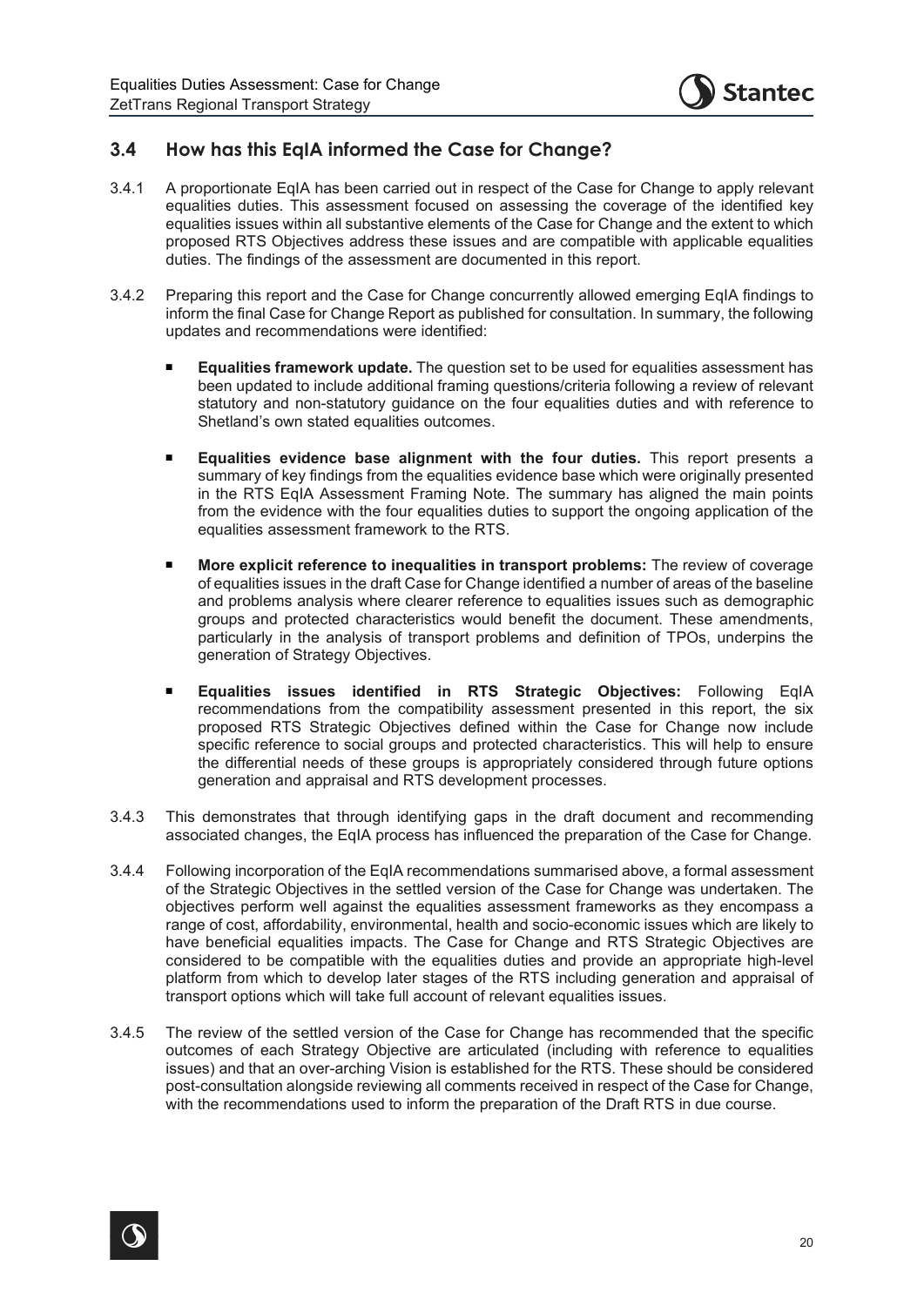## 3.4 How has this EqIA informed the Case for Change?

3.4.1 A proportionate EqIA has been carried out in respect of the Case for Change to apply relevant equalities duties. This assessment focused on assessing the coverage of the identified key equalities issues within all substantive elements of the Case for Change and the extent to which proposed RTS Objectives address these issues and are compatible with applicable equalities duties. The findings of the assessment are documented in this report.

3.4.2 Preparing this report and the Case for Change concurrently allowed emerging EqIA findings to inform the final Case for Change Report as published for consultation. In summary, the following updates and recommendations were identified:

- **Equalities framework update.** The question set to be used for equalities assessment has been updated to include additional framing questions/criteria following a review of relevant statutory and non-statutory guidance on the four equalities duties and with reference to Shetland's own stated equalities outcomes.
- **Equalities evidence base alignment with the four duties.** This report presents a summary of key findings from the equalities evidence base which were originally presented in the RTS EqIA Assessment Framing Note. The summary has aligned the main points from the evidence with the four equalities duties to support the ongoing application of the equalities assessment framework to the RTS.
- **More explicit reference to inequalities in transport problems:** The review of coverage of equalities issues in the draft Case for Change identified a number of areas of the baseline and problems analysis where clearer reference to equalities issues such as demographic groups and protected characteristics would benefit the document. These amendments, particularly in the analysis of transport problems and definition of TPOs, underpins the generation of Strategy Objectives.
- **Equalities issues identified in RTS Strategic Objectives:** Following EqIA recommendations from the compatibility assessment presented in this report, the six proposed RTS Strategic Objectives defined within the Case for Change now include specific reference to social groups and protected characteristics. This will help to ensure the differential needs of these groups is appropriately considered through future options generation and appraisal and RTS development processes.

3.4.3 This demonstrates that through identifying gaps in the draft document and recommending associated changes, the EqIA process has influenced the preparation of the Case for Change.

3.4.4 Following incorporation of the EqIA recommendations summarised above, a formal assessment of the Strategic Objectives in the settled version of the Case for Change was undertaken. The objectives perform well against the equalities assessment frameworks as they encompass a range of cost, affordability, environmental, health and socio-economic issues which are likely to have beneficial equalities impacts. The Case for Change and RTS Strategic Objectives are considered to be compatible with the equalities duties and provide an appropriate high-level platform from which to develop later stages of the RTS including generation and appraisal of transport options which will take full account of relevant equalities issues.

3.4.5 The review of the settled version of the Case for Change has recommended that the specific outcomes of each Strategy Objective are articulated (including with reference to equalities issues) and that an over-arching Vision is established for the RTS. These should be considered post-consultation alongside reviewing all comments received in respect of the Case for Change, with the recommendations used to inform the preparation of the Draft RTS in due course.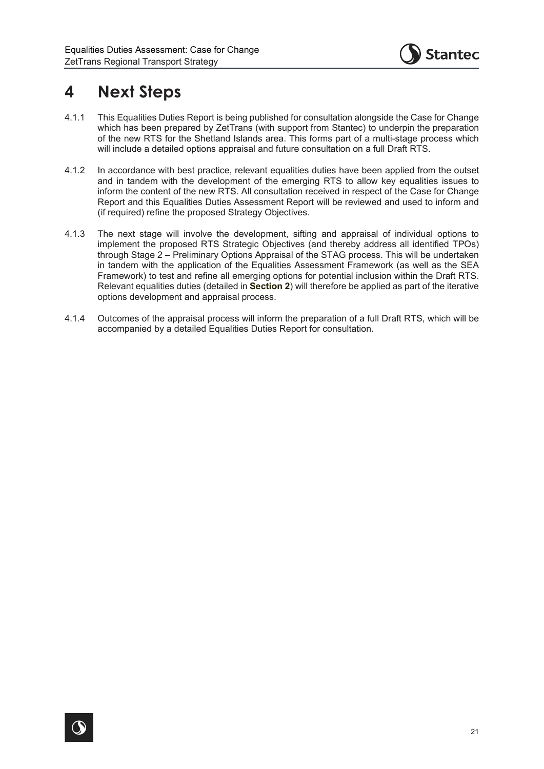# 4 Next Steps

4.1.1 This Equalities Duties Report is being published for consultation alongside the Case for Change which has been prepared by ZetTrans (with support from Stantec) to underpin the preparation of the new RTS for the Shetland Islands area. This forms part of a multi-stage process which will include a detailed options appraisal and future consultation on a full Draft RTS.

4.1.2 In accordance with best practice, relevant equalities duties have been applied from the outset and in tandem with the development of the emerging RTS to allow key equalities issues to inform the content of the new RTS. All consultation received in respect of the Case for Change Report and this Equalities Duties Assessment Report will be reviewed and used to inform and (if required) refine the proposed Strategy Objectives.

4.1.3 The next stage will involve the development, sifting and appraisal of individual options to implement the proposed RTS Strategic Objectives (and thereby address all identified TPOs) through Stage 2 – Preliminary Options Appraisal of the STAG process. This will be undertaken in tandem with the application of the Equalities Assessment Framework (as well as the SEA Framework) to test and refine all emerging options for potential inclusion within the Draft RTS. Relevant equalities duties (detailed in **Section 2**) will therefore be applied as part of the iterative options development and appraisal process.

4.1.4 Outcomes of the appraisal process will inform the preparation of a full Draft RTS, which will be accompanied by a detailed Equalities Duties Report for consultation.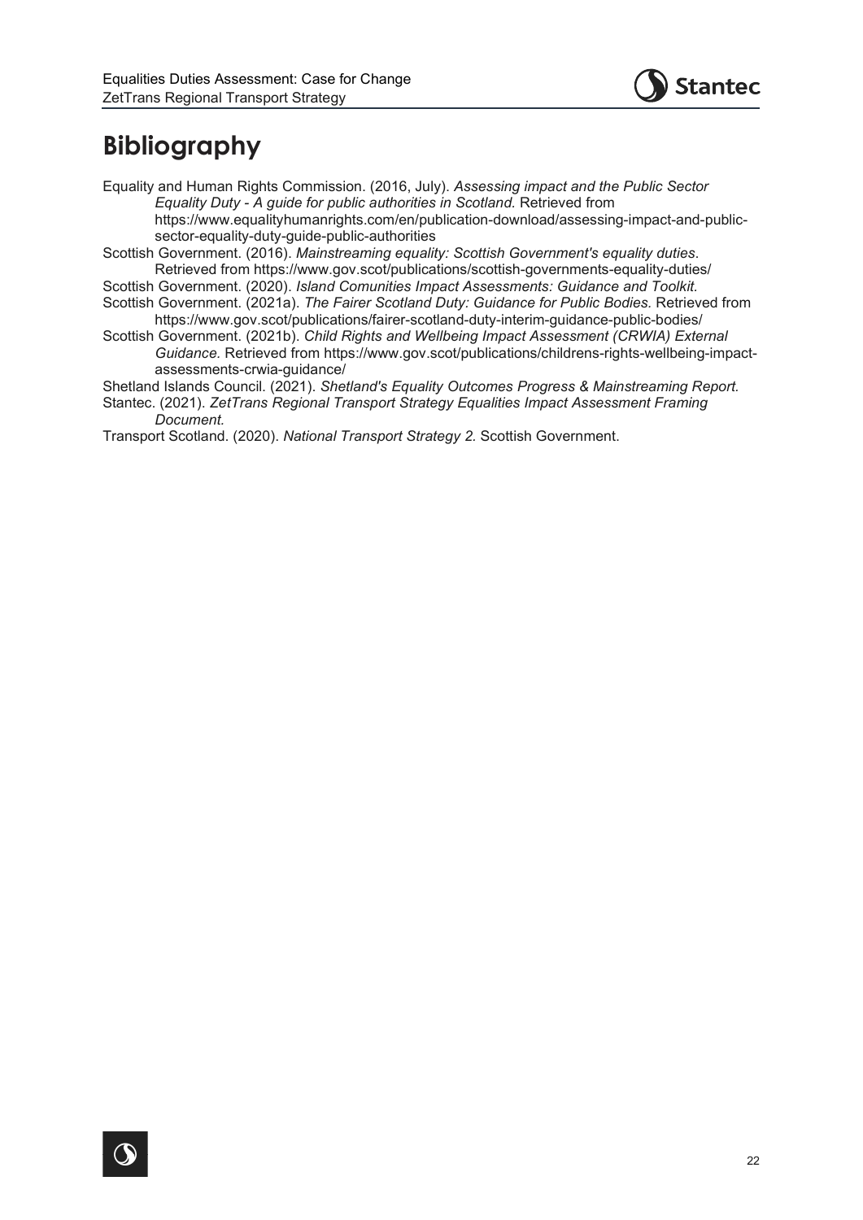# Bibliography

Equality and Human Rights Commission. (2016, July). *Assessing impact and the Public Sector Equality Duty - A guide for public authorities in Scotland.* Retrieved from https://www.equalityhumanrights.com/en/publication-download/assessing-impact-and-public-sector-equality-duty-guide-public-authorities

Scottish Government. (2016). *Mainstreaming equality: Scottish Government's equality duties*. Retrieved from https://www.gov.scot/publications/scottish-governments-equality-duties/

Scottish Government. (2020). *Island Comunities Impact Assessments: Guidance and Toolkit.*

Scottish Government. (2021a). *The Fairer Scotland Duty: Guidance for Public Bodies.* Retrieved from https://www.gov.scot/publications/fairer-scotland-duty-interim-guidance-public-bodies/

Scottish Government. (2021b). *Child Rights and Wellbeing Impact Assessment (CRWIA) External Guidance.* Retrieved from https://www.gov.scot/publications/childrens-rights-wellbeing-impact-assessments-crwia-guidance/

Shetland Islands Council. (2021). *Shetland's Equality Outcomes Progress & Mainstreaming Report.*

Stantec. (2021). *ZetTrans Regional Transport Strategy Equalities Impact Assessment Framing Document.*

Transport Scotland. (2020). *National Transport Strategy 2.* Scottish Government.